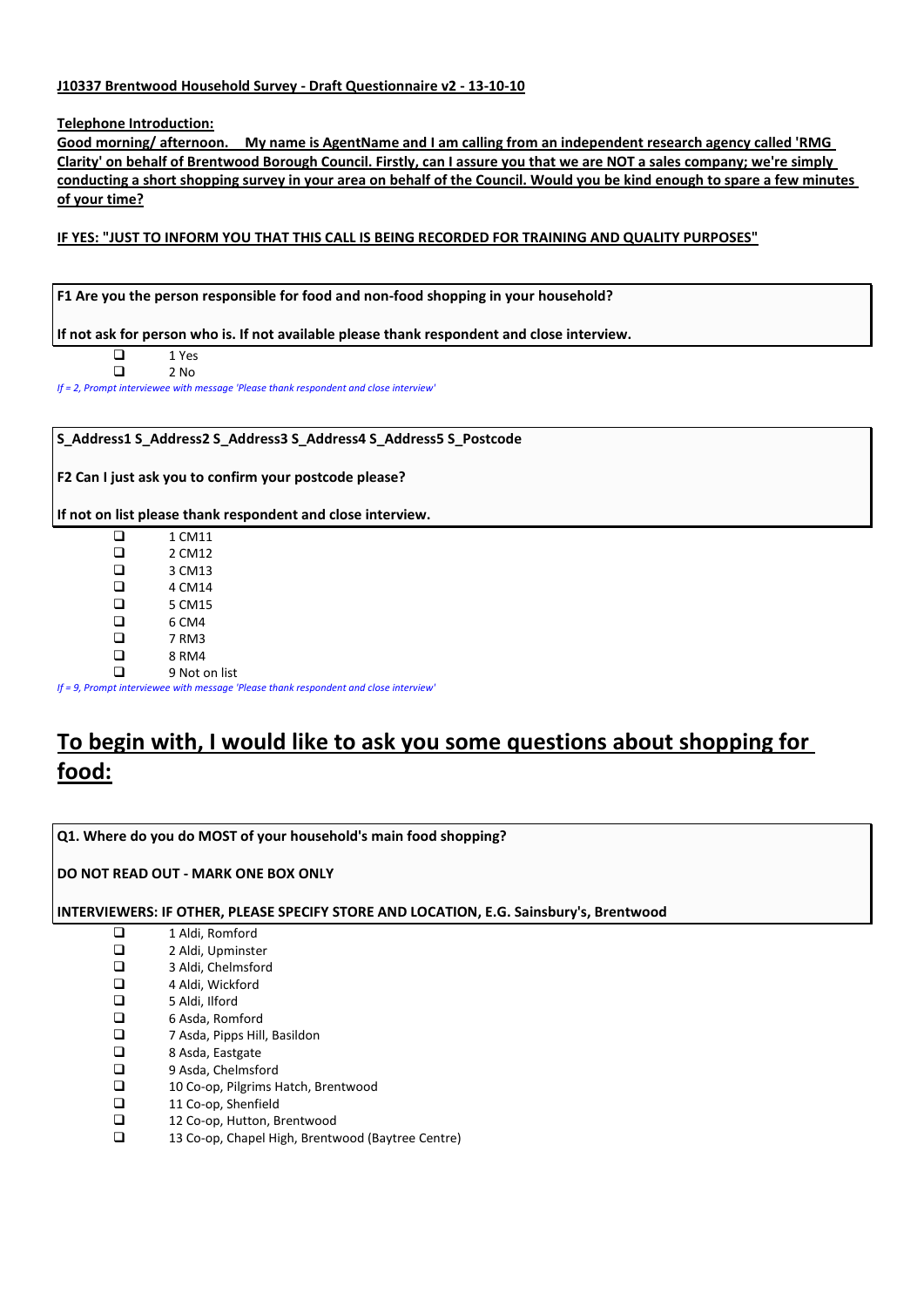**J10337 Brentwood Household Survey - Draft Questionnaire v2 - 13-10-10**

**Telephone Introduction:**

**Good morning/ afternoon. My name is AgentName and I am calling from an independent research agency called 'RMG Clarity' on behalf of Brentwood Borough Council. Firstly, can I assure you that we are NOT a sales company; we're simply conducting a short shopping survey in your area on behalf of the Council. Would you be kind enough to spare a few minutes of your time?**

**IF YES: "JUST TO INFORM YOU THAT THIS CALL IS BEING RECORDED FOR TRAINING AND QUALITY PURPOSES"**

**F1 Are you the person responsible for food and non-food shopping in your household?**

**If not ask for person who is. If not available please thank respondent and close interview.**

- ❑ 1 Yes
- ❑ 2 No

*If = 2, Prompt interviewee with message 'Please thank respondent and close interview'*

**S_Address1 S_Address2 S_Address3 S_Address4 S_Address5 S_Postcode**

**F2 Can I just ask you to confirm your postcode please?**

**If not on list please thank respondent and close interview.**

- ❑ 1 CM11
- ❑ 2 CM12
- ❑ 3 CM13
- ❑ 4 CM14
- ❑ 5 CM15
- ❑ 6 CM4
- ❑ 7 RM3
- ❑ 8 RM4
- ❑ 9 Not on list

*If = 9, Prompt interviewee with message 'Please thank respondent and close interview'*

# To begin with, I would like to ask you some questions about shopping for food:

**Q1. Where do you do MOST of your household's main food shopping?**

**DO NOT READ OUT - MARK ONE BOX ONLY**

**INTERVIEWERS: IF OTHER, PLEASE SPECIFY STORE AND LOCATION, E.G. Sainsbury's, Brentwood**

- ❑ 1 Aldi, Romford
- ❑ 2 Aldi, Upminster
- ❑ 3 Aldi, Chelmsford
- ❑ 4 Aldi, Wickford
- ❑ 5 Aldi, Ilford
- ❑ 6 Asda, Romford
- ❑ 7 Asda, Pipps Hill, Basildon
- ❑ 8 Asda, Eastgate
- ❑ 9 Asda, Chelmsford
- ❑ 10 Co-op, Pilgrims Hatch, Brentwood
- ❑ 11 Co-op, Shenfield
- ❑ 12 Co-op, Hutton, Brentwood
- ❑ 13 Co-op, Chapel High, Brentwood (Baytree Centre)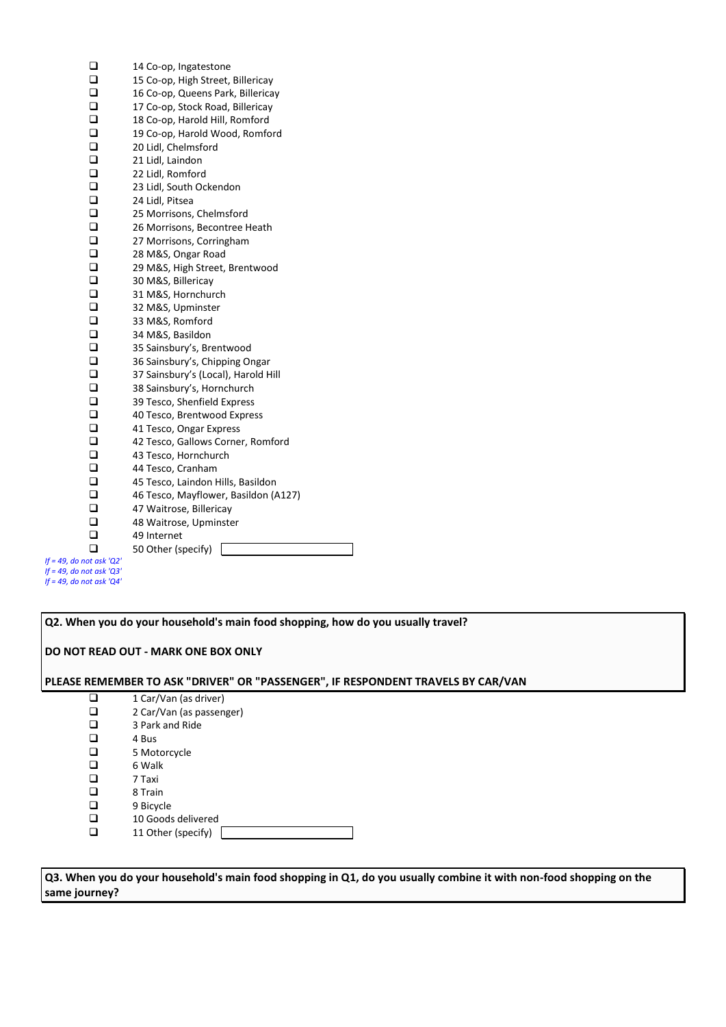- ☐ 14 Co-op, Ingatestone
- ☐ 15 Co-op, High Street, Billericay
- ☐ 16 Co-op, Queens Park, Billericay
- ☐ 17 Co-op, Stock Road, Billericay
- ☐ 18 Co-op, Harold Hill, Romford
- ☐ 19 Co-op, Harold Wood, Romford
- ☐ 20 Lidl, Chelmsford
- ☐ 21 Lidl, Laindon
- ☐ 22 Lidl, Romford
- ☐ 23 Lidl, South Ockendon
- ☐ 24 Lidl, Pitsea
- ☐ 25 Morrisons, Chelmsford
- ☐ 26 Morrisons, Becontree Heath
- ☐ 27 Morrisons, Corringham
- ☐ 28 M&S, Ongar Road
- ☐ 29 M&S, High Street, Brentwood
- ☐ 30 M&S, Billericay
- ☐ 31 M&S, Hornchurch
- ☐ 32 M&S, Upminster
- ☐ 33 M&S, Romford
- ☐ 34 M&S, Basildon
- ☐ 35 Sainsbury's, Brentwood
- ☐ 36 Sainsbury's, Chipping Ongar
- ☐ 37 Sainsbury's (Local), Harold Hill
- ☐ 38 Sainsbury's, Hornchurch
- ☐ 39 Tesco, Shenfield Express
- ☐ 40 Tesco, Brentwood Express
- ☐ 41 Tesco, Ongar Express
- ☐ 42 Tesco, Gallows Corner, Romford
- ☐ 43 Tesco, Hornchurch
- ☐ 44 Tesco, Cranham
- ☐ 45 Tesco, Laindon Hills, Basildon
- ☐ 46 Tesco, Mayflower, Basildon (A127)
- ☐ 47 Waitrose, Billericay
- ☐ 48 Waitrose, Upminster
- ☐ 49 Internet
- ☐ 50 Other (specify) ______

*If = 49, do not ask 'Q2'*
*If = 49, do not ask 'Q3'*
*If = 49, do not ask 'Q4'*

**Q2. When you do your household's main food shopping, how do you usually travel?**

**DO NOT READ OUT - MARK ONE BOX ONLY**

**PLEASE REMEMBER TO ASK "DRIVER" OR "PASSENGER", IF RESPONDENT TRAVELS BY CAR/VAN**

- ☐ 1 Car/Van (as driver)
- ☐ 2 Car/Van (as passenger)
- ☐ 3 Park and Ride
- ☐ 4 Bus
- ☐ 5 Motorcycle
- ☐ 6 Walk
- ☐ 7 Taxi
- ☐ 8 Train
- ☐ 9 Bicycle
- ☐ 10 Goods delivered
- ☐ 11 Other (specify) ______

**Q3. When you do your household's main food shopping in Q1, do you usually combine it with non-food shopping on the same journey?**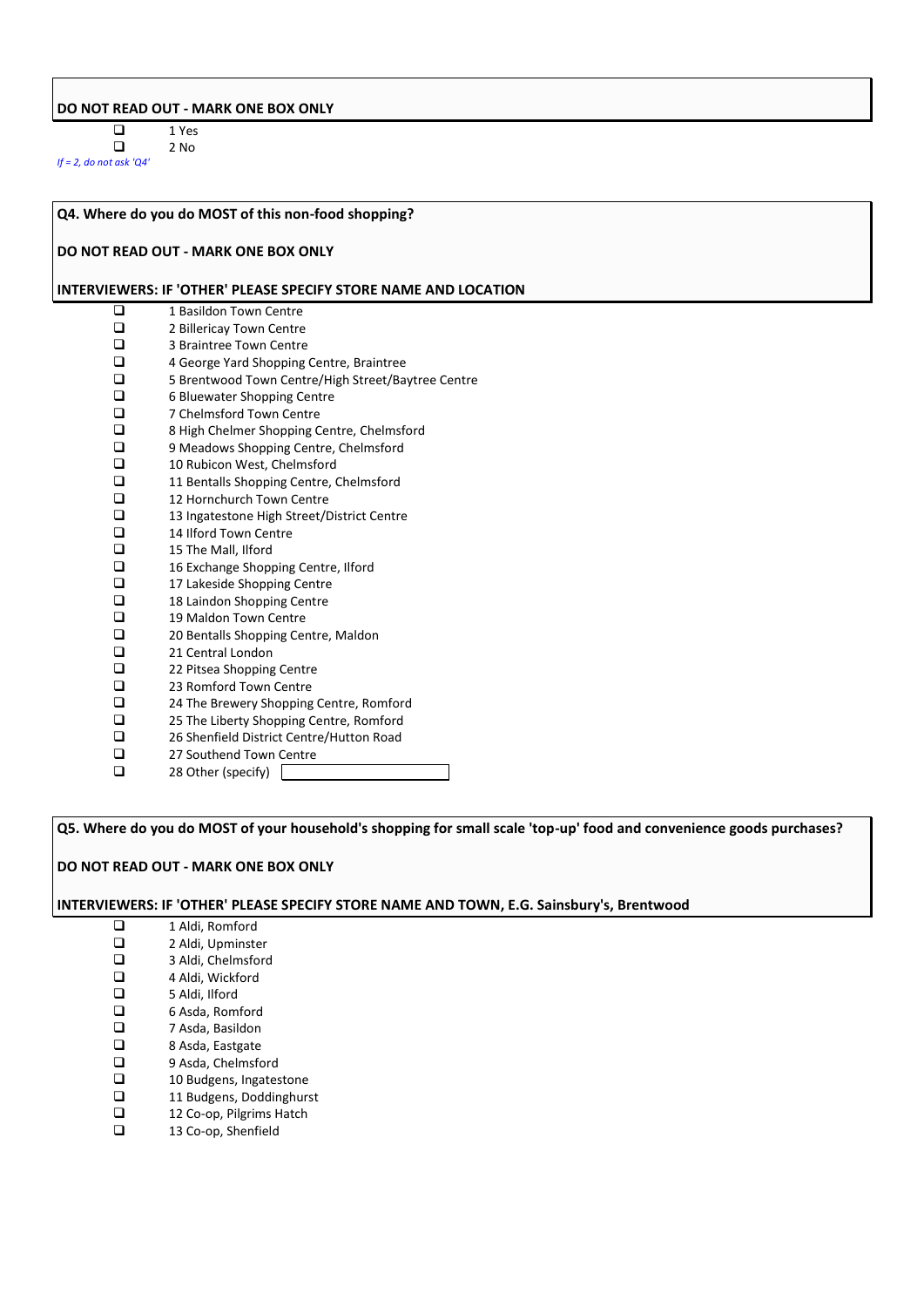**DO NOT READ OUT - MARK ONE BOX ONLY**

- ☐ 1 Yes
- ☐ 2 No

*If = 2, do not ask 'Q4'*

**Q4. Where do you do MOST of this non-food shopping?**

**DO NOT READ OUT - MARK ONE BOX ONLY**

**INTERVIEWERS: IF 'OTHER' PLEASE SPECIFY STORE NAME AND LOCATION**

- ☐ 1 Basildon Town Centre
- ☐ 2 Billericay Town Centre
- ☐ 3 Braintree Town Centre
- ☐ 4 George Yard Shopping Centre, Braintree
- ☐ 5 Brentwood Town Centre/High Street/Baytree Centre
- ☐ 6 Bluewater Shopping Centre
- ☐ 7 Chelmsford Town Centre
- ☐ 8 High Chelmer Shopping Centre, Chelmsford
- ☐ 9 Meadows Shopping Centre, Chelmsford
- ☐ 10 Rubicon West, Chelmsford
- ☐ 11 Bentalls Shopping Centre, Chelmsford
- ☐ 12 Hornchurch Town Centre
- ☐ 13 Ingatestone High Street/District Centre
- ☐ 14 Ilford Town Centre
- ☐ 15 The Mall, Ilford
- ☐ 16 Exchange Shopping Centre, Ilford
- ☐ 17 Lakeside Shopping Centre
- ☐ 18 Laindon Shopping Centre
- ☐ 19 Maldon Town Centre
- ☐ 20 Bentalls Shopping Centre, Maldon
- ☐ 21 Central London
- ☐ 22 Pitsea Shopping Centre
- ☐ 23 Romford Town Centre
- ☐ 24 The Brewery Shopping Centre, Romford
- ☐ 25 The Liberty Shopping Centre, Romford
- ☐ 26 Shenfield District Centre/Hutton Road
- ☐ 27 Southend Town Centre
- ☐ 28 Other (specify) \_\_\_\_\_\_\_\_\_\_\_\_

**Q5. Where do you do MOST of your household's shopping for small scale 'top-up' food and convenience goods purchases?**

**DO NOT READ OUT - MARK ONE BOX ONLY**

**INTERVIEWERS: IF 'OTHER' PLEASE SPECIFY STORE NAME AND TOWN, E.G. Sainsbury's, Brentwood**

- ☐ 1 Aldi, Romford
- ☐ 2 Aldi, Upminster
- ☐ 3 Aldi, Chelmsford
- ☐ 4 Aldi, Wickford
- ☐ 5 Aldi, Ilford
- ☐ 6 Asda, Romford
- ☐ 7 Asda, Basildon
- ☐ 8 Asda, Eastgate
- ☐ 9 Asda, Chelmsford
- ☐ 10 Budgens, Ingatestone
- ☐ 11 Budgens, Doddinghurst
- ☐ 12 Co-op, Pilgrims Hatch
- ☐ 13 Co-op, Shenfield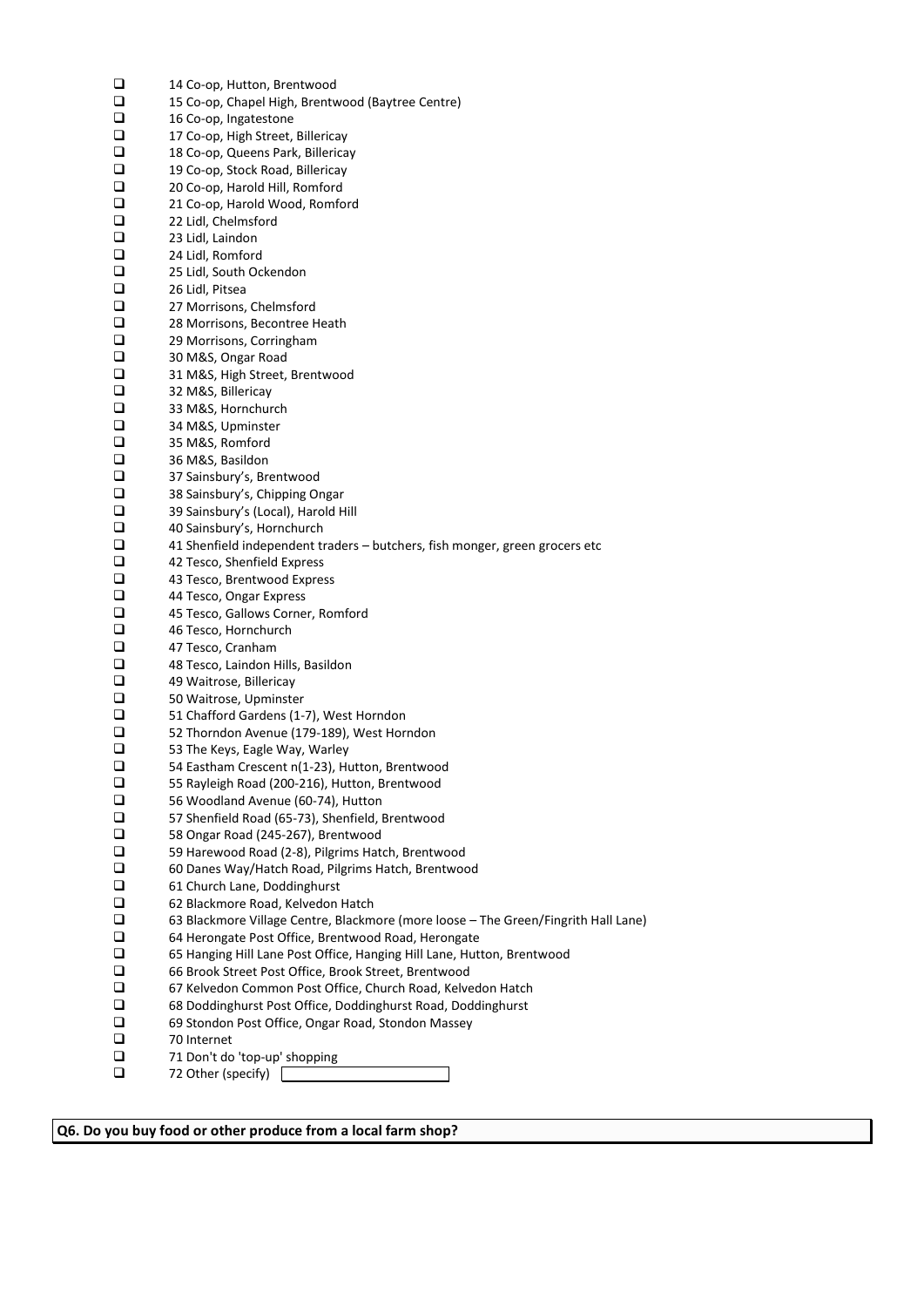- ☐ 14 Co-op, Hutton, Brentwood
- ☐ 15 Co-op, Chapel High, Brentwood (Baytree Centre)
- ☐ 16 Co-op, Ingatestone
- ☐ 17 Co-op, High Street, Billericay
- ☐ 18 Co-op, Queens Park, Billericay
- ☐ 19 Co-op, Stock Road, Billericay
- ☐ 20 Co-op, Harold Hill, Romford
- ☐ 21 Co-op, Harold Wood, Romford
- ☐ 22 Lidl, Chelmsford
- ☐ 23 Lidl, Laindon
- ☐ 24 Lidl, Romford
- ☐ 25 Lidl, South Ockendon
- ☐ 26 Lidl, Pitsea
- ☐ 27 Morrisons, Chelmsford
- ☐ 28 Morrisons, Becontree Heath
- ☐ 29 Morrisons, Corringham
- ☐ 30 M&S, Ongar Road
- ☐ 31 M&S, High Street, Brentwood
- ☐ 32 M&S, Billericay
- ☐ 33 M&S, Hornchurch
- ☐ 34 M&S, Upminster
- ☐ 35 M&S, Romford
- ☐ 36 M&S, Basildon
- ☐ 37 Sainsbury's, Brentwood
- ☐ 38 Sainsbury's, Chipping Ongar
- ☐ 39 Sainsbury's (Local), Harold Hill
- ☐ 40 Sainsbury's, Hornchurch
- ☐ 41 Shenfield independent traders – butchers, fish monger, green grocers etc
- ☐ 42 Tesco, Shenfield Express
- ☐ 43 Tesco, Brentwood Express
- ☐ 44 Tesco, Ongar Express
- ☐ 45 Tesco, Gallows Corner, Romford
- ☐ 46 Tesco, Hornchurch
- ☐ 47 Tesco, Cranham
- ☐ 48 Tesco, Laindon Hills, Basildon
- ☐ 49 Waitrose, Billericay
- ☐ 50 Waitrose, Upminster
- ☐ 51 Chafford Gardens (1-7), West Horndon
- ☐ 52 Thorndon Avenue (179-189), West Horndon
- ☐ 53 The Keys, Eagle Way, Warley
- ☐ 54 Eastham Crescent n(1-23), Hutton, Brentwood
- ☐ 55 Rayleigh Road (200-216), Hutton, Brentwood
- ☐ 56 Woodland Avenue (60-74), Hutton
- ☐ 57 Shenfield Road (65-73), Shenfield, Brentwood
- ☐ 58 Ongar Road (245-267), Brentwood
- ☐ 59 Harewood Road (2-8), Pilgrims Hatch, Brentwood
- ☐ 60 Danes Way/Hatch Road, Pilgrims Hatch, Brentwood
- ☐ 61 Church Lane, Doddinghurst
- ☐ 62 Blackmore Road, Kelvedon Hatch
- ☐ 63 Blackmore Village Centre, Blackmore (more loose – The Green/Fingrith Hall Lane)
- ☐ 64 Herongate Post Office, Brentwood Road, Herongate
- ☐ 65 Hanging Hill Lane Post Office, Hanging Hill Lane, Hutton, Brentwood
- ☐ 66 Brook Street Post Office, Brook Street, Brentwood
- ☐ 67 Kelvedon Common Post Office, Church Road, Kelvedon Hatch
- ☐ 68 Doddinghurst Post Office, Doddinghurst Road, Doddinghurst
- ☐ 69 Stondon Post Office, Ongar Road, Stondon Massey
- ☐ 70 Internet
- ☐ 71 Don't do 'top-up' shopping
- ☐ 72 Other (specify) ________

**Q6. Do you buy food or other produce from a local farm shop?**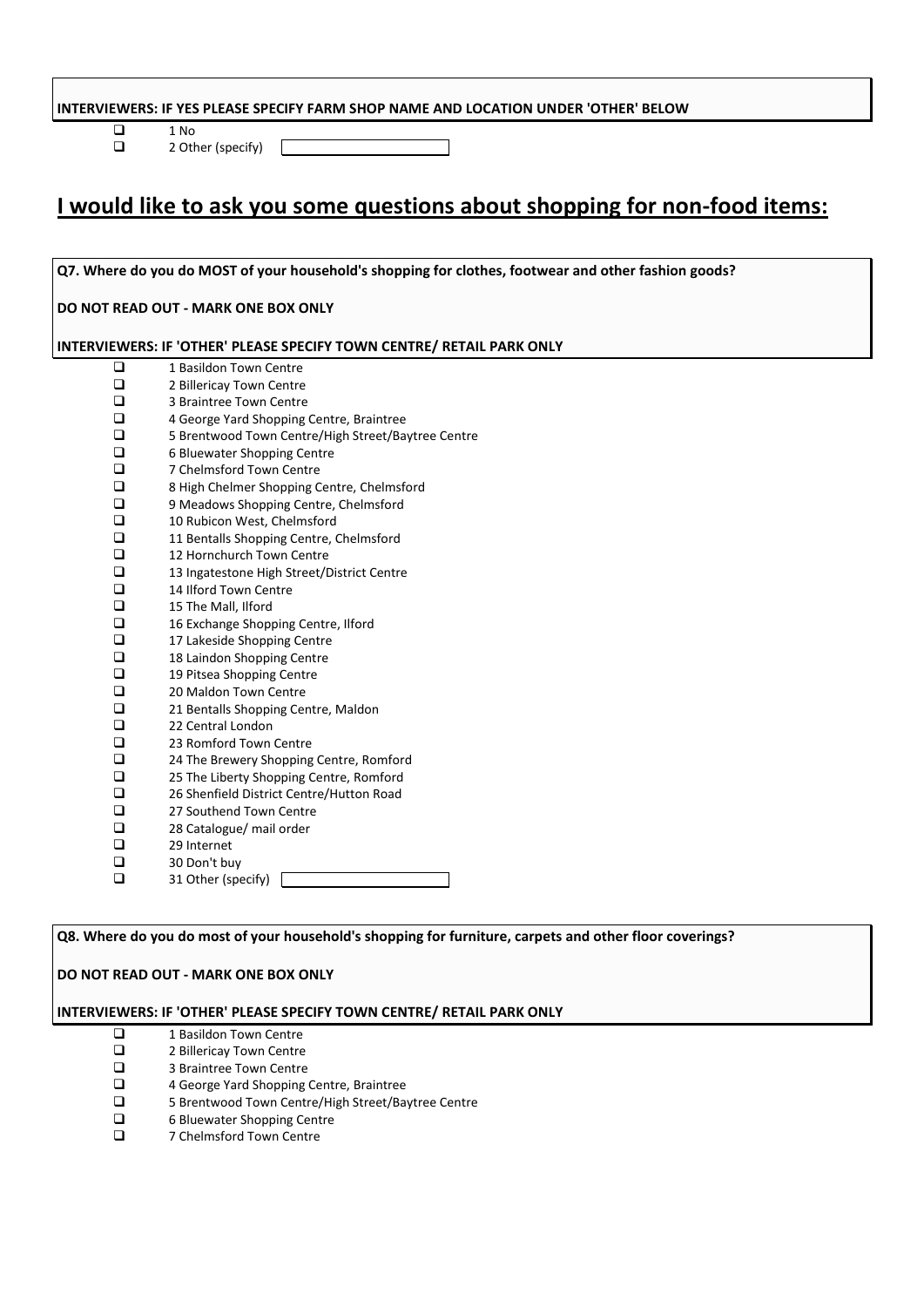**INTERVIEWERS: IF YES PLEASE SPECIFY FARM SHOP NAME AND LOCATION UNDER 'OTHER' BELOW**

- ❑ 1 No
- ❑ 2 Other (specify) ______

# I would like to ask you some questions about shopping for non-food items:

**Q7. Where do you do MOST of your household's shopping for clothes, footwear and other fashion goods?**

**DO NOT READ OUT - MARK ONE BOX ONLY**

**INTERVIEWERS: IF 'OTHER' PLEASE SPECIFY TOWN CENTRE/ RETAIL PARK ONLY**

- ❑ 1 Basildon Town Centre
- ❑ 2 Billericay Town Centre
- ❑ 3 Braintree Town Centre
- ❑ 4 George Yard Shopping Centre, Braintree
- ❑ 5 Brentwood Town Centre/High Street/Baytree Centre
- ❑ 6 Bluewater Shopping Centre
- ❑ 7 Chelmsford Town Centre
- ❑ 8 High Chelmer Shopping Centre, Chelmsford
- ❑ 9 Meadows Shopping Centre, Chelmsford
- ❑ 10 Rubicon West, Chelmsford
- ❑ 11 Bentalls Shopping Centre, Chelmsford
- ❑ 12 Hornchurch Town Centre
- ❑ 13 Ingatestone High Street/District Centre
- ❑ 14 Ilford Town Centre
- ❑ 15 The Mall, Ilford
- ❑ 16 Exchange Shopping Centre, Ilford
- ❑ 17 Lakeside Shopping Centre
- ❑ 18 Laindon Shopping Centre
- ❑ 19 Pitsea Shopping Centre
- ❑ 20 Maldon Town Centre
- ❑ 21 Bentalls Shopping Centre, Maldon
- ❑ 22 Central London
- ❑ 23 Romford Town Centre
- ❑ 24 The Brewery Shopping Centre, Romford
- ❑ 25 The Liberty Shopping Centre, Romford
- ❑ 26 Shenfield District Centre/Hutton Road
- ❑ 27 Southend Town Centre
- ❑ 28 Catalogue/ mail order
- ❑ 29 Internet
- ❑ 30 Don't buy
- ❑ 31 Other (specify) ______

**Q8. Where do you do most of your household's shopping for furniture, carpets and other floor coverings?**

**DO NOT READ OUT - MARK ONE BOX ONLY**

**INTERVIEWERS: IF 'OTHER' PLEASE SPECIFY TOWN CENTRE/ RETAIL PARK ONLY**

- ❑ 1 Basildon Town Centre
- ❑ 2 Billericay Town Centre
- ❑ 3 Braintree Town Centre
- ❑ 4 George Yard Shopping Centre, Braintree
- ❑ 5 Brentwood Town Centre/High Street/Baytree Centre
- ❑ 6 Bluewater Shopping Centre
- ❑ 7 Chelmsford Town Centre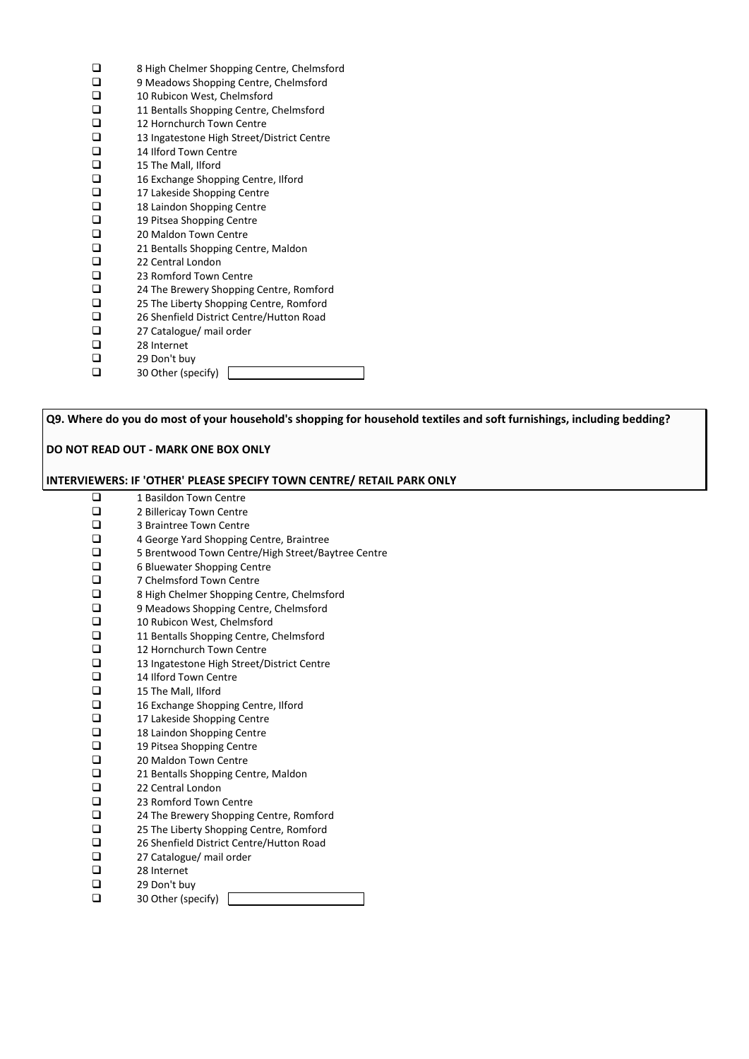- ☐ 8 High Chelmer Shopping Centre, Chelmsford
- ☐ 9 Meadows Shopping Centre, Chelmsford
- ☐ 10 Rubicon West, Chelmsford
- ☐ 11 Bentalls Shopping Centre, Chelmsford
- ☐ 12 Hornchurch Town Centre
- ☐ 13 Ingatestone High Street/District Centre
- ☐ 14 Ilford Town Centre
- ☐ 15 The Mall, Ilford
- ☐ 16 Exchange Shopping Centre, Ilford
- ☐ 17 Lakeside Shopping Centre
- ☐ 18 Laindon Shopping Centre
- ☐ 19 Pitsea Shopping Centre
- ☐ 20 Maldon Town Centre
- ☐ 21 Bentalls Shopping Centre, Maldon
- ☐ 22 Central London
- ☐ 23 Romford Town Centre
- ☐ 24 The Brewery Shopping Centre, Romford
- ☐ 25 The Liberty Shopping Centre, Romford
- ☐ 26 Shenfield District Centre/Hutton Road
- ☐ 27 Catalogue/ mail order
- ☐ 28 Internet
- ☐ 29 Don't buy
- ☐ 30 Other (specify) ______________

**Q9. Where do you do most of your household's shopping for household textiles and soft furnishings, including bedding?**

**DO NOT READ OUT - MARK ONE BOX ONLY**

**INTERVIEWERS: IF 'OTHER' PLEASE SPECIFY TOWN CENTRE/ RETAIL PARK ONLY**

- ☐ 1 Basildon Town Centre
- ☐ 2 Billericay Town Centre
- ☐ 3 Braintree Town Centre
- ☐ 4 George Yard Shopping Centre, Braintree
- ☐ 5 Brentwood Town Centre/High Street/Baytree Centre
- ☐ 6 Bluewater Shopping Centre
- ☐ 7 Chelmsford Town Centre
- ☐ 8 High Chelmer Shopping Centre, Chelmsford
- ☐ 9 Meadows Shopping Centre, Chelmsford
- ☐ 10 Rubicon West, Chelmsford
- ☐ 11 Bentalls Shopping Centre, Chelmsford
- ☐ 12 Hornchurch Town Centre
- ☐ 13 Ingatestone High Street/District Centre
- ☐ 14 Ilford Town Centre
- ☐ 15 The Mall, Ilford
- ☐ 16 Exchange Shopping Centre, Ilford
- ☐ 17 Lakeside Shopping Centre
- ☐ 18 Laindon Shopping Centre
- ☐ 19 Pitsea Shopping Centre
- ☐ 20 Maldon Town Centre
- ☐ 21 Bentalls Shopping Centre, Maldon
- ☐ 22 Central London
- ☐ 23 Romford Town Centre
- ☐ 24 The Brewery Shopping Centre, Romford
- ☐ 25 The Liberty Shopping Centre, Romford
- ☐ 26 Shenfield District Centre/Hutton Road
- ☐ 27 Catalogue/ mail order
- ☐ 28 Internet
- ☐ 29 Don't buy
- ☐ 30 Other (specify) ______________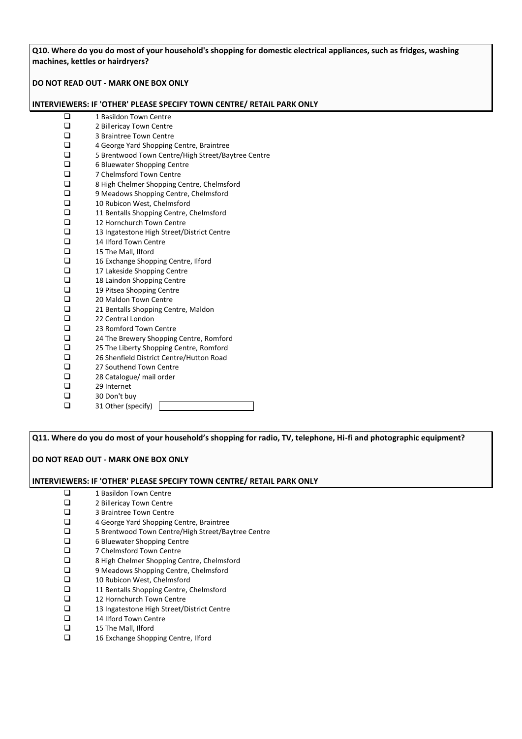**Q10. Where do you do most of your household's shopping for domestic electrical appliances, such as fridges, washing machines, kettles or hairdryers?**

**DO NOT READ OUT - MARK ONE BOX ONLY**

**INTERVIEWERS: IF 'OTHER' PLEASE SPECIFY TOWN CENTRE/ RETAIL PARK ONLY**

- ☐ 1 Basildon Town Centre
- ☐ 2 Billericay Town Centre
- ☐ 3 Braintree Town Centre
- ☐ 4 George Yard Shopping Centre, Braintree
- ☐ 5 Brentwood Town Centre/High Street/Baytree Centre
- ☐ 6 Bluewater Shopping Centre
- ☐ 7 Chelmsford Town Centre
- ☐ 8 High Chelmer Shopping Centre, Chelmsford
- ☐ 9 Meadows Shopping Centre, Chelmsford
- ☐ 10 Rubicon West, Chelmsford
- ☐ 11 Bentalls Shopping Centre, Chelmsford
- ☐ 12 Hornchurch Town Centre
- ☐ 13 Ingatestone High Street/District Centre
- ☐ 14 Ilford Town Centre
- ☐ 15 The Mall, Ilford
- ☐ 16 Exchange Shopping Centre, Ilford
- ☐ 17 Lakeside Shopping Centre
- ☐ 18 Laindon Shopping Centre
- ☐ 19 Pitsea Shopping Centre
- ☐ 20 Maldon Town Centre
- ☐ 21 Bentalls Shopping Centre, Maldon
- ☐ 22 Central London
- ☐ 23 Romford Town Centre
- ☐ 24 The Brewery Shopping Centre, Romford
- ☐ 25 The Liberty Shopping Centre, Romford
- ☐ 26 Shenfield District Centre/Hutton Road
- ☐ 27 Southend Town Centre
- ☐ 28 Catalogue/ mail order
- ☐ 29 Internet
- ☐ 30 Don't buy
- ☐ 31 Other (specify) ________________

**Q11. Where do you do most of your household's shopping for radio, TV, telephone, Hi-fi and photographic equipment?**

**DO NOT READ OUT - MARK ONE BOX ONLY**

**INTERVIEWERS: IF 'OTHER' PLEASE SPECIFY TOWN CENTRE/ RETAIL PARK ONLY**

- ☐ 1 Basildon Town Centre
- ☐ 2 Billericay Town Centre
- ☐ 3 Braintree Town Centre
- ☐ 4 George Yard Shopping Centre, Braintree
- ☐ 5 Brentwood Town Centre/High Street/Baytree Centre
- ☐ 6 Bluewater Shopping Centre
- ☐ 7 Chelmsford Town Centre
- ☐ 8 High Chelmer Shopping Centre, Chelmsford
- ☐ 9 Meadows Shopping Centre, Chelmsford
- ☐ 10 Rubicon West, Chelmsford
- ☐ 11 Bentalls Shopping Centre, Chelmsford
- ☐ 12 Hornchurch Town Centre
- ☐ 13 Ingatestone High Street/District Centre
- ☐ 14 Ilford Town Centre
- ☐ 15 The Mall, Ilford
- ☐ 16 Exchange Shopping Centre, Ilford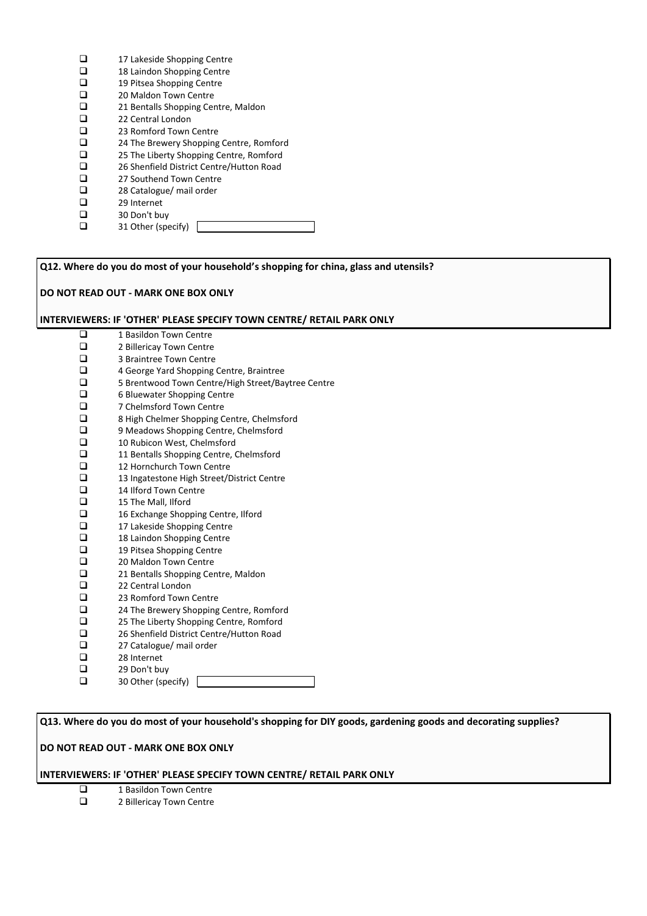- ☐ 17 Lakeside Shopping Centre
- ☐ 18 Laindon Shopping Centre
- ☐ 19 Pitsea Shopping Centre
- ☐ 20 Maldon Town Centre
- ☐ 21 Bentalls Shopping Centre, Maldon
- ☐ 22 Central London
- ☐ 23 Romford Town Centre
- ☐ 24 The Brewery Shopping Centre, Romford
- ☐ 25 The Liberty Shopping Centre, Romford
- ☐ 26 Shenfield District Centre/Hutton Road
- ☐ 27 Southend Town Centre
- ☐ 28 Catalogue/ mail order
- ☐ 29 Internet
- ☐ 30 Don't buy
- ☐ 31 Other (specify) \_\_\_\_\_\_\_\_\_\_\_\_\_\_\_\_

**Q12. Where do you do most of your household's shopping for china, glass and utensils?**

**DO NOT READ OUT - MARK ONE BOX ONLY**

**INTERVIEWERS: IF 'OTHER' PLEASE SPECIFY TOWN CENTRE/ RETAIL PARK ONLY**

- ☐ 1 Basildon Town Centre
- ☐ 2 Billericay Town Centre
- ☐ 3 Braintree Town Centre
- ☐ 4 George Yard Shopping Centre, Braintree
- ☐ 5 Brentwood Town Centre/High Street/Baytree Centre
- ☐ 6 Bluewater Shopping Centre
- ☐ 7 Chelmsford Town Centre
- ☐ 8 High Chelmer Shopping Centre, Chelmsford
- ☐ 9 Meadows Shopping Centre, Chelmsford
- ☐ 10 Rubicon West, Chelmsford
- ☐ 11 Bentalls Shopping Centre, Chelmsford
- ☐ 12 Hornchurch Town Centre
- ☐ 13 Ingatestone High Street/District Centre
- ☐ 14 Ilford Town Centre
- ☐ 15 The Mall, Ilford
- ☐ 16 Exchange Shopping Centre, Ilford
- ☐ 17 Lakeside Shopping Centre
- ☐ 18 Laindon Shopping Centre
- ☐ 19 Pitsea Shopping Centre
- ☐ 20 Maldon Town Centre
- ☐ 21 Bentalls Shopping Centre, Maldon
- ☐ 22 Central London
- ☐ 23 Romford Town Centre
- ☐ 24 The Brewery Shopping Centre, Romford
- ☐ 25 The Liberty Shopping Centre, Romford
- ☐ 26 Shenfield District Centre/Hutton Road
- ☐ 27 Catalogue/ mail order
- ☐ 28 Internet
- ☐ 29 Don't buy
- ☐ 30 Other (specify) \_\_\_\_\_\_\_\_\_\_\_\_\_\_\_\_

**Q13. Where do you do most of your household's shopping for DIY goods, gardening goods and decorating supplies?**

**DO NOT READ OUT - MARK ONE BOX ONLY**

**INTERVIEWERS: IF 'OTHER' PLEASE SPECIFY TOWN CENTRE/ RETAIL PARK ONLY**

- ☐ 1 Basildon Town Centre
- ☐ 2 Billericay Town Centre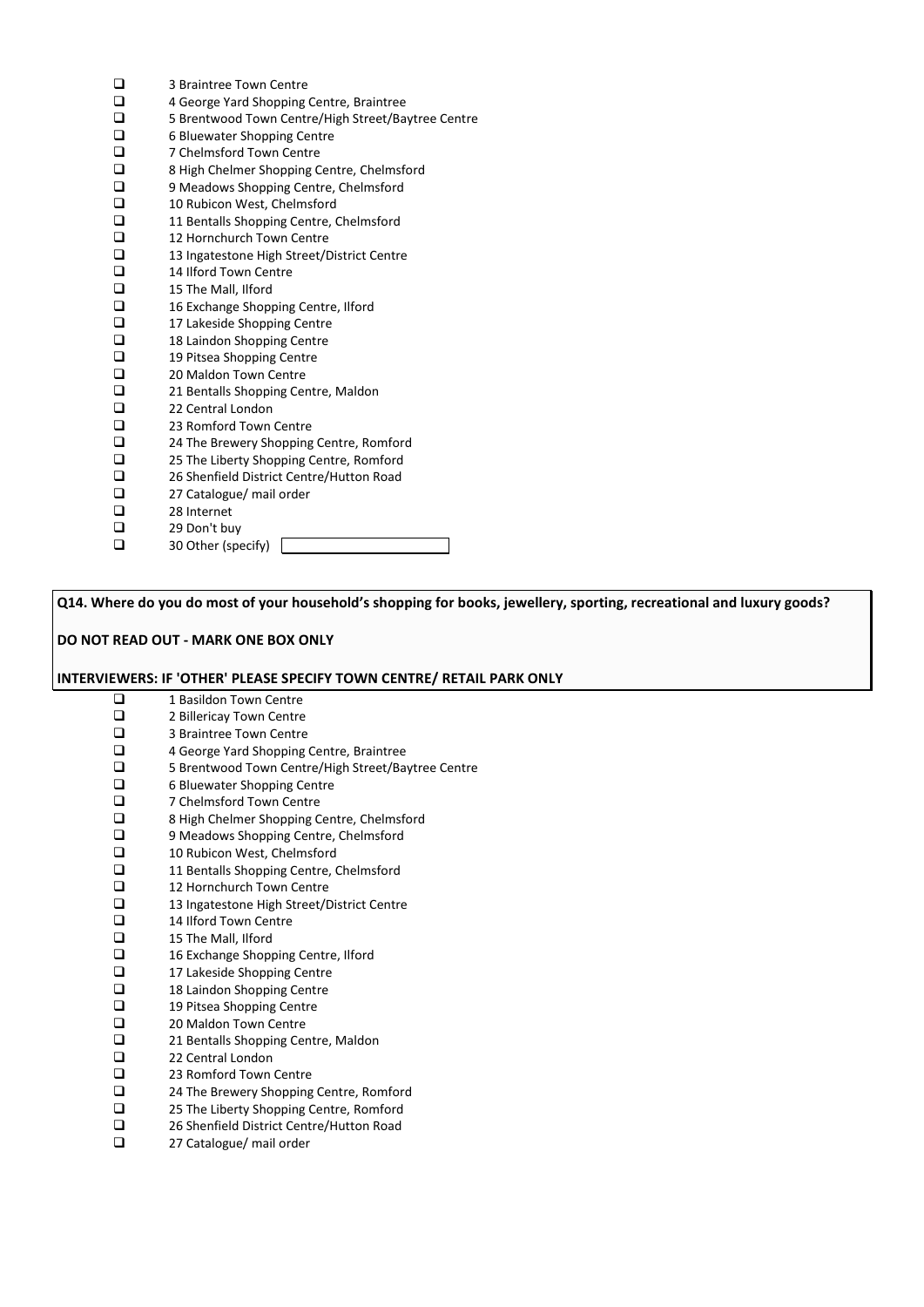- ☐ 3 Braintree Town Centre
- ☐ 4 George Yard Shopping Centre, Braintree
- ☐ 5 Brentwood Town Centre/High Street/Baytree Centre
- ☐ 6 Bluewater Shopping Centre
- ☐ 7 Chelmsford Town Centre
- ☐ 8 High Chelmer Shopping Centre, Chelmsford
- ☐ 9 Meadows Shopping Centre, Chelmsford
- ☐ 10 Rubicon West, Chelmsford
- ☐ 11 Bentalls Shopping Centre, Chelmsford
- ☐ 12 Hornchurch Town Centre
- ☐ 13 Ingatestone High Street/District Centre
- ☐ 14 Ilford Town Centre
- ☐ 15 The Mall, Ilford
- ☐ 16 Exchange Shopping Centre, Ilford
- ☐ 17 Lakeside Shopping Centre
- ☐ 18 Laindon Shopping Centre
- ☐ 19 Pitsea Shopping Centre
- ☐ 20 Maldon Town Centre
- ☐ 21 Bentalls Shopping Centre, Maldon
- ☐ 22 Central London
- ☐ 23 Romford Town Centre
- ☐ 24 The Brewery Shopping Centre, Romford
- ☐ 25 The Liberty Shopping Centre, Romford
- ☐ 26 Shenfield District Centre/Hutton Road
- ☐ 27 Catalogue/ mail order
- ☐ 28 Internet
- ☐ 29 Don't buy
- ☐ 30 Other (specify) ____________

**Q14. Where do you do most of your household's shopping for books, jewellery, sporting, recreational and luxury goods?**

**DO NOT READ OUT - MARK ONE BOX ONLY**

**INTERVIEWERS: IF 'OTHER' PLEASE SPECIFY TOWN CENTRE/ RETAIL PARK ONLY**

- ☐ 1 Basildon Town Centre
- ☐ 2 Billericay Town Centre
- ☐ 3 Braintree Town Centre
- ☐ 4 George Yard Shopping Centre, Braintree
- ☐ 5 Brentwood Town Centre/High Street/Baytree Centre
- ☐ 6 Bluewater Shopping Centre
- ☐ 7 Chelmsford Town Centre
- ☐ 8 High Chelmer Shopping Centre, Chelmsford
- ☐ 9 Meadows Shopping Centre, Chelmsford
- ☐ 10 Rubicon West, Chelmsford
- ☐ 11 Bentalls Shopping Centre, Chelmsford
- ☐ 12 Hornchurch Town Centre
- ☐ 13 Ingatestone High Street/District Centre
- ☐ 14 Ilford Town Centre
- ☐ 15 The Mall, Ilford
- ☐ 16 Exchange Shopping Centre, Ilford
- ☐ 17 Lakeside Shopping Centre
- ☐ 18 Laindon Shopping Centre
- ☐ 19 Pitsea Shopping Centre
- ☐ 20 Maldon Town Centre
- ☐ 21 Bentalls Shopping Centre, Maldon
- ☐ 22 Central London
- ☐ 23 Romford Town Centre
- ☐ 24 The Brewery Shopping Centre, Romford
- ☐ 25 The Liberty Shopping Centre, Romford
- ☐ 26 Shenfield District Centre/Hutton Road
- ☐ 27 Catalogue/ mail order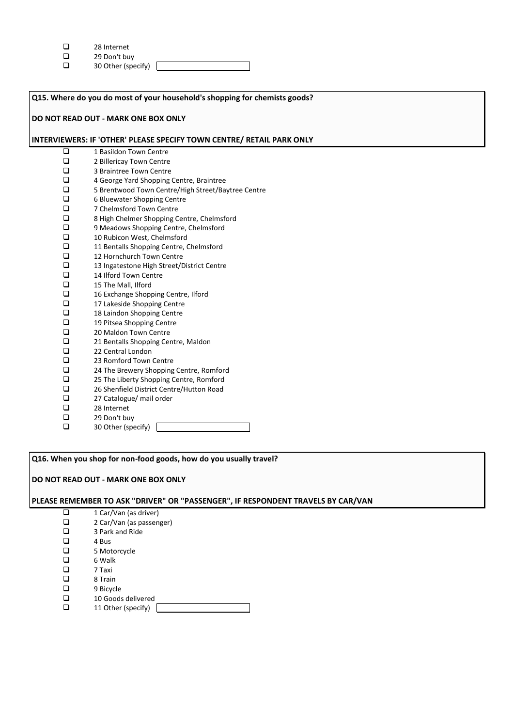- ☐ 28 Internet
- ☐ 29 Don't buy
- ☐ 30 Other (specify) ____________

**Q15. Where do you do most of your household's shopping for chemists goods?**

**DO NOT READ OUT - MARK ONE BOX ONLY**

**INTERVIEWERS: IF 'OTHER' PLEASE SPECIFY TOWN CENTRE/ RETAIL PARK ONLY**

- ☐ 1 Basildon Town Centre
- ☐ 2 Billericay Town Centre
- ☐ 3 Braintree Town Centre
- ☐ 4 George Yard Shopping Centre, Braintree
- ☐ 5 Brentwood Town Centre/High Street/Baytree Centre
- ☐ 6 Bluewater Shopping Centre
- ☐ 7 Chelmsford Town Centre
- ☐ 8 High Chelmer Shopping Centre, Chelmsford
- ☐ 9 Meadows Shopping Centre, Chelmsford
- ☐ 10 Rubicon West, Chelmsford
- ☐ 11 Bentalls Shopping Centre, Chelmsford
- ☐ 12 Hornchurch Town Centre
- ☐ 13 Ingatestone High Street/District Centre
- ☐ 14 Ilford Town Centre
- ☐ 15 The Mall, Ilford
- ☐ 16 Exchange Shopping Centre, Ilford
- ☐ 17 Lakeside Shopping Centre
- ☐ 18 Laindon Shopping Centre
- ☐ 19 Pitsea Shopping Centre
- ☐ 20 Maldon Town Centre
- ☐ 21 Bentalls Shopping Centre, Maldon
- ☐ 22 Central London
- ☐ 23 Romford Town Centre
- ☐ 24 The Brewery Shopping Centre, Romford
- ☐ 25 The Liberty Shopping Centre, Romford
- ☐ 26 Shenfield District Centre/Hutton Road
- ☐ 27 Catalogue/ mail order
- ☐ 28 Internet
- ☐ 29 Don't buy
- ☐ 30 Other (specify) ____________

**Q16. When you shop for non-food goods, how do you usually travel?**

**DO NOT READ OUT - MARK ONE BOX ONLY**

**PLEASE REMEMBER TO ASK "DRIVER" OR "PASSENGER", IF RESPONDENT TRAVELS BY CAR/VAN**

- ☐ 1 Car/Van (as driver)
- ☐ 2 Car/Van (as passenger)
- ☐ 3 Park and Ride
- ☐ 4 Bus
- ☐ 5 Motorcycle
- ☐ 6 Walk
- ☐ 7 Taxi
- ☐ 8 Train
- ☐ 9 Bicycle
- ☐ 10 Goods delivered
- ☐ 11 Other (specify) ____________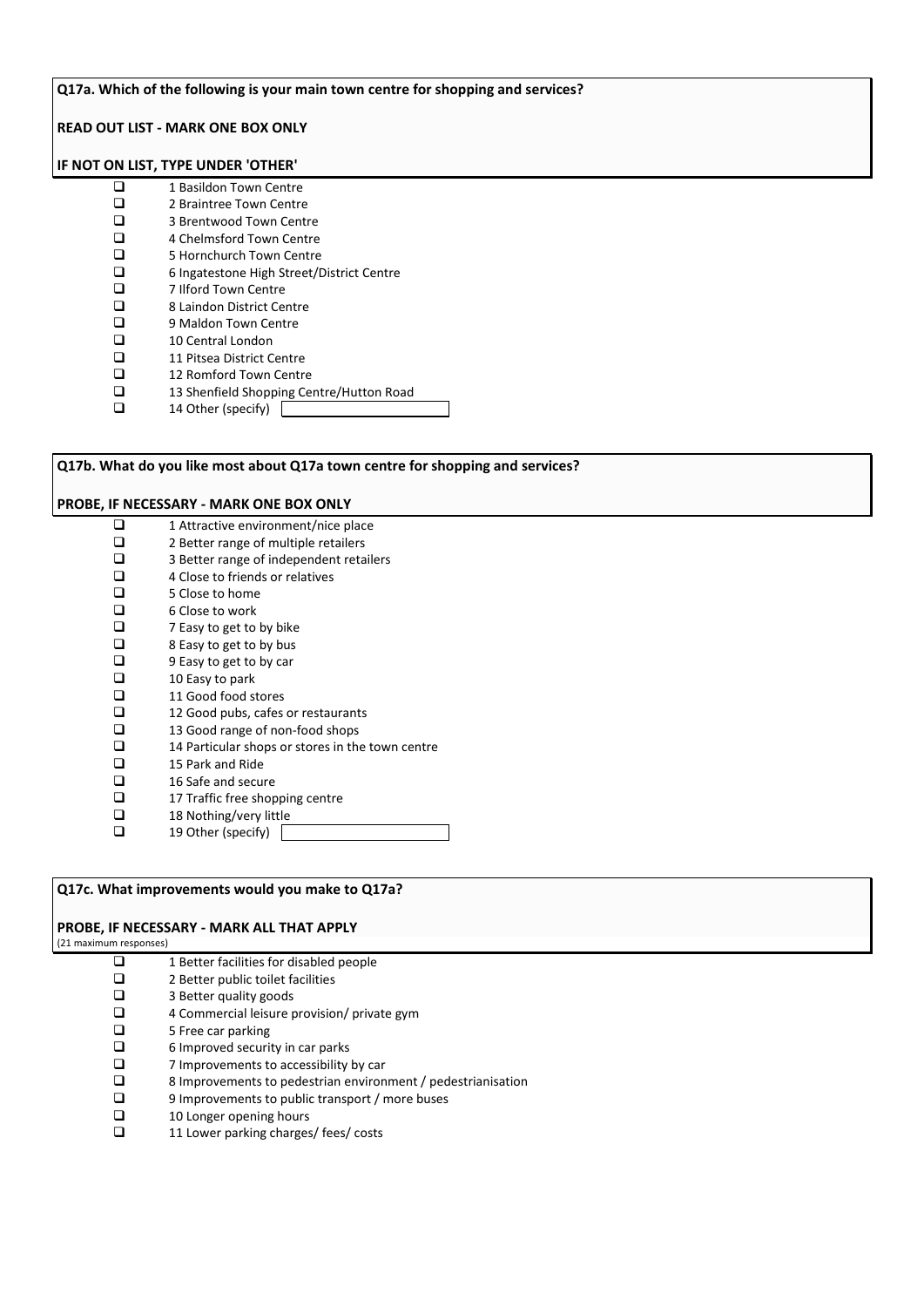**Q17a. Which of the following is your main town centre for shopping and services?**

**READ OUT LIST - MARK ONE BOX ONLY**

**IF NOT ON LIST, TYPE UNDER 'OTHER'**

- ❑ 1 Basildon Town Centre
- ❑ 2 Braintree Town Centre
- ❑ 3 Brentwood Town Centre
- ❑ 4 Chelmsford Town Centre
- ❑ 5 Hornchurch Town Centre
- ❑ 6 Ingatestone High Street/District Centre
- ❑ 7 Ilford Town Centre
- ❑ 8 Laindon District Centre
- ❑ 9 Maldon Town Centre
- ❑ 10 Central London
- ❑ 11 Pitsea District Centre
- ❑ 12 Romford Town Centre
- ❑ 13 Shenfield Shopping Centre/Hutton Road
- ❑ 14 Other (specify) ________

**Q17b. What do you like most about Q17a town centre for shopping and services?**

**PROBE, IF NECESSARY - MARK ONE BOX ONLY**

- ❑ 1 Attractive environment/nice place
- ❑ 2 Better range of multiple retailers
- ❑ 3 Better range of independent retailers
- ❑ 4 Close to friends or relatives
- ❑ 5 Close to home
- ❑ 6 Close to work
- ❑ 7 Easy to get to by bike
- ❑ 8 Easy to get to by bus
- ❑ 9 Easy to get to by car
- ❑ 10 Easy to park
- ❑ 11 Good food stores
- ❑ 12 Good pubs, cafes or restaurants
- ❑ 13 Good range of non-food shops
- ❑ 14 Particular shops or stores in the town centre
- ❑ 15 Park and Ride
- ❑ 16 Safe and secure
- ❑ 17 Traffic free shopping centre
- ❑ 18 Nothing/very little
- ❑ 19 Other (specify) ________

**Q17c. What improvements would you make to Q17a?**

**PROBE, IF NECESSARY - MARK ALL THAT APPLY**

(21 maximum responses)

- ❑ 1 Better facilities for disabled people
- ❑ 2 Better public toilet facilities
- ❑ 3 Better quality goods
- ❑ 4 Commercial leisure provision/ private gym
- ❑ 5 Free car parking
- ❑ 6 Improved security in car parks
- ❑ 7 Improvements to accessibility by car
- ❑ 8 Improvements to pedestrian environment / pedestrianisation
- ❑ 9 Improvements to public transport / more buses
- ❑ 10 Longer opening hours
- ❑ 11 Lower parking charges/ fees/ costs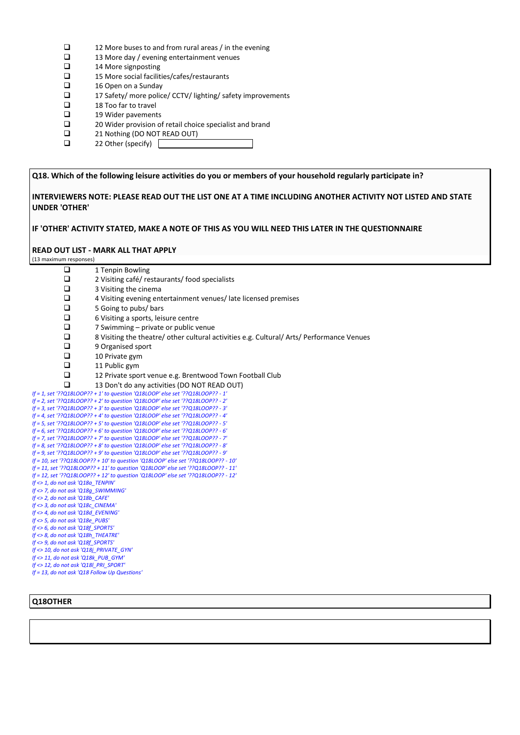- ❑ 12 More buses to and from rural areas / in the evening
- ❑ 13 More day / evening entertainment venues
- ❑ 14 More signposting
- ❑ 15 More social facilities/cafes/restaurants
- ❑ 16 Open on a Sunday
- ❑ 17 Safety/ more police/ CCTV/ lighting/ safety improvements
- ❑ 18 Too far to travel
- ❑ 19 Wider pavements
- ❑ 20 Wider provision of retail choice specialist and brand
- ❑ 21 Nothing (DO NOT READ OUT)
- ❑ 22 Other (specify) ______

**Q18. Which of the following leisure activities do you or members of your household regularly participate in?**

**INTERVIEWERS NOTE: PLEASE READ OUT THE LIST ONE AT A TIME INCLUDING ANOTHER ACTIVITY NOT LISTED AND STATE UNDER 'OTHER'**

**IF 'OTHER' ACTIVITY STATED, MAKE A NOTE OF THIS AS YOU WILL NEED THIS LATER IN THE QUESTIONNAIRE**

**READ OUT LIST - MARK ALL THAT APPLY**

(13 maximum responses)

- ❑ 1 Tenpin Bowling
- ❑ 2 Visiting café/ restaurants/ food specialists
- ❑ 3 Visiting the cinema
- ❑ 4 Visiting evening entertainment venues/ late licensed premises
- ❑ 5 Going to pubs/ bars
- ❑ 6 Visiting a sports, leisure centre
- ❑ 7 Swimming – private or public venue
- ❑ 8 Visiting the theatre/ other cultural activities e.g. Cultural/ Arts/ Performance Venues
- ❑ 9 Organised sport
- ❑ 10 Private gym
- ❑ 11 Public gym
- ❑ 12 Private sport venue e.g. Brentwood Town Football Club
- ❑ 13 Don't do any activities (DO NOT READ OUT)

*If = 1, set '??Q18LOOP?? + 1' to question 'Q18LOOP' else set '??Q18LOOP?? - 1'*
*If = 2, set '??Q18LOOP?? + 2' to question 'Q18LOOP' else set '??Q18LOOP?? - 2'*
*If = 3, set '??Q18LOOP?? + 3' to question 'Q18LOOP' else set '??Q18LOOP?? - 3'*
*If = 4, set '??Q18LOOP?? + 4' to question 'Q18LOOP' else set '??Q18LOOP?? - 4'*
*If = 5, set '??Q18LOOP?? + 5' to question 'Q18LOOP' else set '??Q18LOOP?? - 5'*
*If = 6, set '??Q18LOOP?? + 6' to question 'Q18LOOP' else set '??Q18LOOP?? - 6'*
*If = 7, set '??Q18LOOP?? + 7' to question 'Q18LOOP' else set '??Q18LOOP?? - 7'*
*If = 8, set '??Q18LOOP?? + 8' to question 'Q18LOOP' else set '??Q18LOOP?? - 8'*
*If = 9, set '??Q18LOOP?? + 9' to question 'Q18LOOP' else set '??Q18LOOP?? - 9'*
*If = 10, set '??Q18LOOP?? + 10' to question 'Q18LOOP' else set '??Q18LOOP?? - 10'*
*If = 11, set '??Q18LOOP?? + 11' to question 'Q18LOOP' else set '??Q18LOOP?? - 11'*
*If = 12, set '??Q18LOOP?? + 12' to question 'Q18LOOP' else set '??Q18LOOP?? - 12'*
*If <> 1, do not ask 'Q18a_TENPIN'*
*If <> 7, do not ask 'Q18g_SWIMMING'*
*If <> 2, do not ask 'Q18b_CAFE'*
*If <> 3, do not ask 'Q18c_CINEMA'*
*If <> 4, do not ask 'Q18d_EVENING'*
*If <> 5, do not ask 'Q18e_PUBS'*
*If <> 6, do not ask 'Q18f_SPORTS'*
*If <> 8, do not ask 'Q18h_THEATRE'*
*If <> 9, do not ask 'Q18f_SPORTS'*
*If <> 10, do not ask 'Q18j_PRIVATE_GYN'*
*If <> 11, do not ask 'Q18k_PUB_GYM'*
*If <> 12, do not ask 'Q18l_PRI_SPORT'*
*If = 13, do not ask 'Q18 Follow Up Questions'*

**Q18OTHER**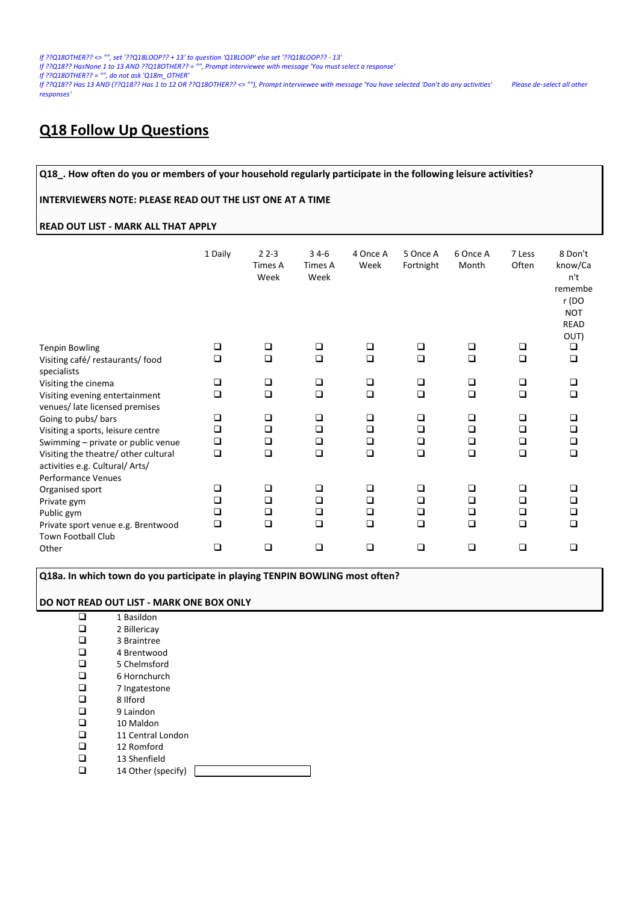*If ??Q18OTHER?? <> "", set '??Q18LOOP?? + 13' to question 'Q18LOOP' else set '??Q18LOOP?? - 13'*
*If ??Q18?? HasNone 1 to 13 AND ??Q18OTHER?? = "", Prompt interviewee with message 'You must select a response'*
*If ??Q18OTHER?? = "", do not ask 'Q18m_OTHER'*
*If ??Q18?? Has 13 AND (??Q18?? Has 1 to 12 OR ??Q18OTHER?? <> ""), Prompt interviewee with message 'You have selected 'Don't do any activities' Please de-select all other responses'*

## Q18 Follow Up Questions

**Q18_. How often do you or members of your household regularly participate in the following leisure activities?**

**INTERVIEWERS NOTE: PLEASE READ OUT THE LIST ONE AT A TIME**

**READ OUT LIST - MARK ALL THAT APPLY**

| | 1 Daily | 2 2-3 Times A Week | 3 4-6 Times A Week | 4 Once A Week | 5 Once A Fortnight | 6 Once A Month | 7 Less Often | 8 Don't know/Can't remember (DO NOT READ OUT) |
|---|---|---|---|---|---|---|---|---|
| Tenpin Bowling | ❑ | ❑ | ❑ | ❑ | ❑ | ❑ | ❑ | ❑ |
| Visiting café/ restaurants/ food specialists | ❑ | ❑ | ❑ | ❑ | ❑ | ❑ | ❑ | ❑ |
| Visiting the cinema | ❑ | ❑ | ❑ | ❑ | ❑ | ❑ | ❑ | ❑ |
| Visiting evening entertainment venues/ late licensed premises | ❑ | ❑ | ❑ | ❑ | ❑ | ❑ | ❑ | ❑ |
| Going to pubs/ bars | ❑ | ❑ | ❑ | ❑ | ❑ | ❑ | ❑ | ❑ |
| Visiting a sports, leisure centre | ❑ | ❑ | ❑ | ❑ | ❑ | ❑ | ❑ | ❑ |
| Swimming – private or public venue | ❑ | ❑ | ❑ | ❑ | ❑ | ❑ | ❑ | ❑ |
| Visiting the theatre/ other cultural activities e.g. Cultural/ Arts/ Performance Venues | ❑ | ❑ | ❑ | ❑ | ❑ | ❑ | ❑ | ❑ |
| Organised sport | ❑ | ❑ | ❑ | ❑ | ❑ | ❑ | ❑ | ❑ |
| Private gym | ❑ | ❑ | ❑ | ❑ | ❑ | ❑ | ❑ | ❑ |
| Public gym | ❑ | ❑ | ❑ | ❑ | ❑ | ❑ | ❑ | ❑ |
| Private sport venue e.g. Brentwood Town Football Club | ❑ | ❑ | ❑ | ❑ | ❑ | ❑ | ❑ | ❑ |
| Other | ❑ | ❑ | ❑ | ❑ | ❑ | ❑ | ❑ | ❑ |

**Q18a. In which town do you participate in playing TENPIN BOWLING most often?**

**DO NOT READ OUT LIST - MARK ONE BOX ONLY**

- ❑ 1 Basildon
- ❑ 2 Billericay
- ❑ 3 Braintree
- ❑ 4 Brentwood
- ❑ 5 Chelmsford
- ❑ 6 Hornchurch
- ❑ 7 Ingatestone
- ❑ 8 Ilford
- ❑ 9 Laindon
- ❑ 10 Maldon
- ❑ 11 Central London
- ❑ 12 Romford
- ❑ 13 Shenfield
- ❑ 14 Other (specify) ____________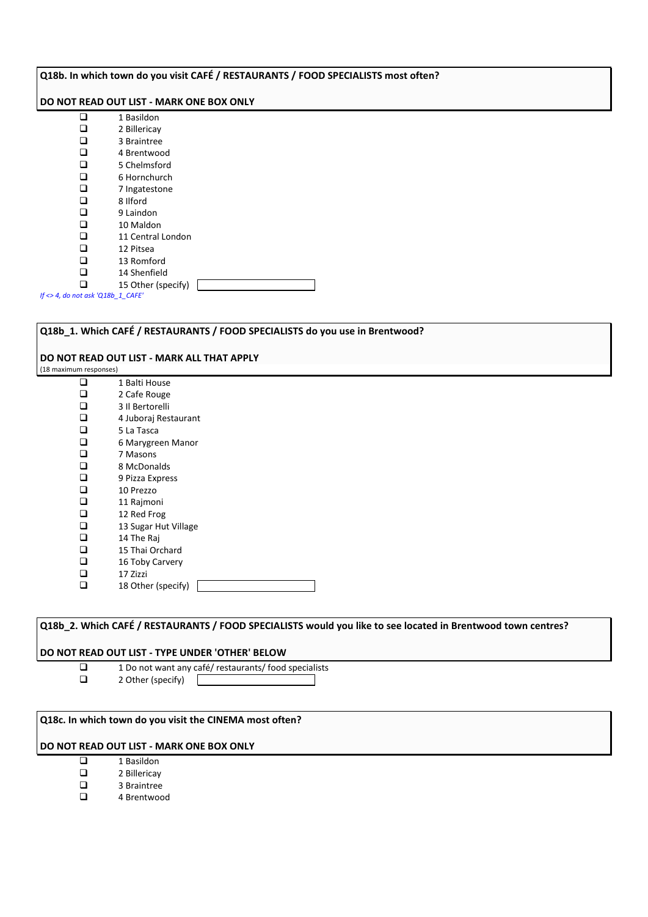**Q18b. In which town do you visit CAFÉ / RESTAURANTS / FOOD SPECIALISTS most often?**

**DO NOT READ OUT LIST - MARK ONE BOX ONLY**

- ❑ 1 Basildon
- ❑ 2 Billericay
- ❑ 3 Braintree
- ❑ 4 Brentwood
- ❑ 5 Chelmsford
- ❑ 6 Hornchurch
- ❑ 7 Ingatestone
- ❑ 8 Ilford
- ❑ 9 Laindon
- ❑ 10 Maldon
- ❑ 11 Central London
- ❑ 12 Pitsea
- ❑ 13 Romford
- ❑ 14 Shenfield
- ❑ 15 Other (specify) ____________

*If <> 4, do not ask 'Q18b_1_CAFE'*

**Q18b_1. Which CAFÉ / RESTAURANTS / FOOD SPECIALISTS do you use in Brentwood?**

**DO NOT READ OUT LIST - MARK ALL THAT APPLY**

(18 maximum responses)

- ❑ 1 Balti House
- ❑ 2 Cafe Rouge
- ❑ 3 Il Bertorelli
- ❑ 4 Juboraj Restaurant
- ❑ 5 La Tasca
- ❑ 6 Marygreen Manor
- ❑ 7 Masons
- ❑ 8 McDonalds
- ❑ 9 Pizza Express
- ❑ 10 Prezzo
- ❑ 11 Rajmoni
- ❑ 12 Red Frog
- ❑ 13 Sugar Hut Village
- ❑ 14 The Raj
- ❑ 15 Thai Orchard
- ❑ 16 Toby Carvery
- ❑ 17 Zizzi
- ❑ 18 Other (specify) ____________

**Q18b_2. Which CAFÉ / RESTAURANTS / FOOD SPECIALISTS would you like to see located in Brentwood town centres?**

**DO NOT READ OUT LIST - TYPE UNDER 'OTHER' BELOW**

- ❑ 1 Do not want any café/ restaurants/ food specialists
- ❑ 2 Other (specify) ____________

**Q18c. In which town do you visit the CINEMA most often?**

**DO NOT READ OUT LIST - MARK ONE BOX ONLY**

- ❑ 1 Basildon
- ❑ 2 Billericay
- ❑ 3 Braintree
- ❑ 4 Brentwood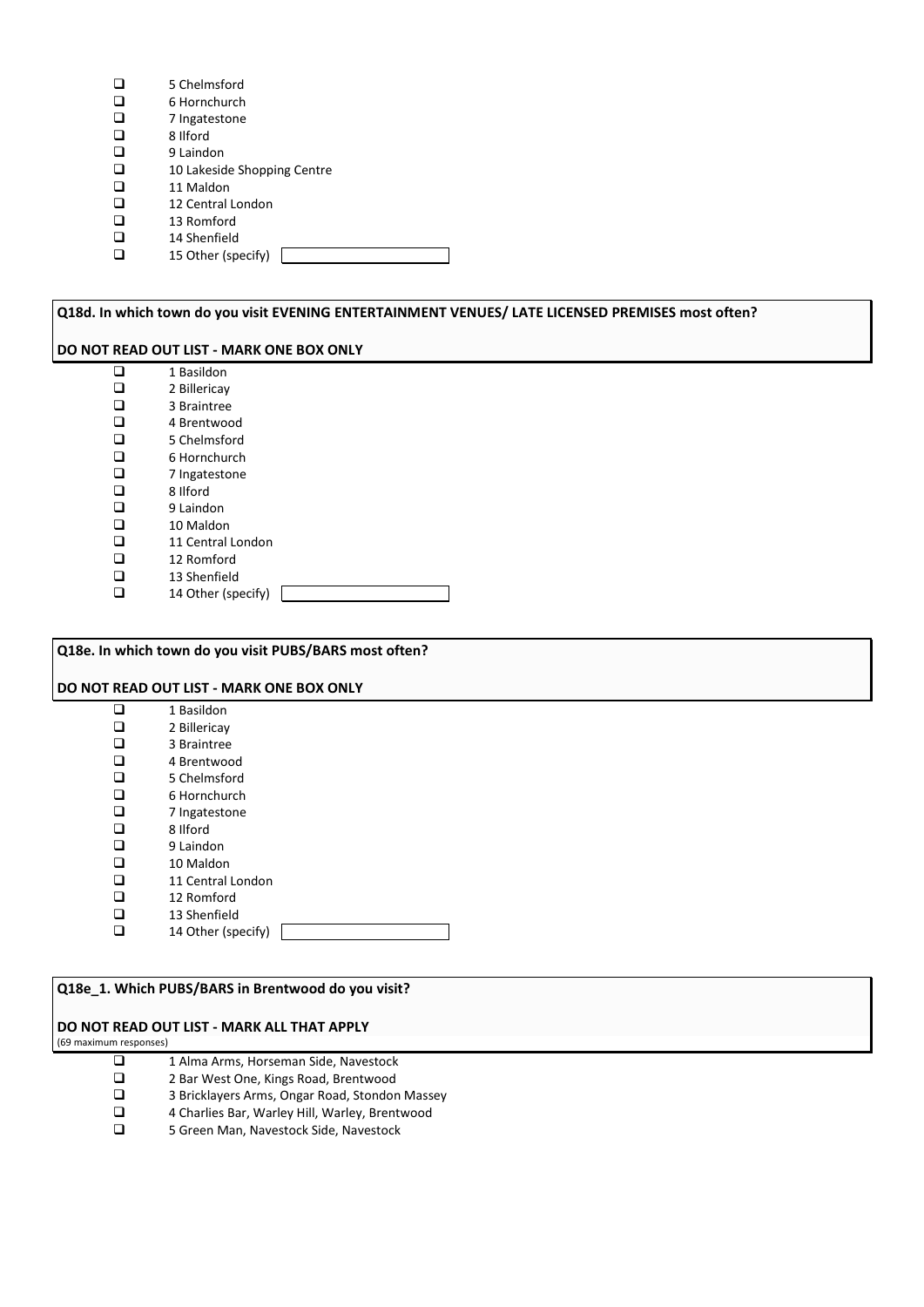- ☐ 5 Chelmsford
- ☐ 6 Hornchurch
- ☐ 7 Ingatestone
- ☐ 8 Ilford
- ☐ 9 Laindon
- ☐ 10 Lakeside Shopping Centre
- ☐ 11 Maldon
- ☐ 12 Central London
- ☐ 13 Romford
- ☐ 14 Shenfield
- ☐ 15 Other (specify) ____________

**Q18d. In which town do you visit EVENING ENTERTAINMENT VENUES/ LATE LICENSED PREMISES most often?**

**DO NOT READ OUT LIST - MARK ONE BOX ONLY**

- ☐ 1 Basildon
- ☐ 2 Billericay
- ☐ 3 Braintree
- ☐ 4 Brentwood
- ☐ 5 Chelmsford
- ☐ 6 Hornchurch
- ☐ 7 Ingatestone
- ☐ 8 Ilford
- ☐ 9 Laindon
- ☐ 10 Maldon
- ☐ 11 Central London
- ☐ 12 Romford
- ☐ 13 Shenfield
- ☐ 14 Other (specify) ____________

**Q18e. In which town do you visit PUBS/BARS most often?**

**DO NOT READ OUT LIST - MARK ONE BOX ONLY**

- ☐ 1 Basildon
- ☐ 2 Billericay
- ☐ 3 Braintree
- ☐ 4 Brentwood
- ☐ 5 Chelmsford
- ☐ 6 Hornchurch
- ☐ 7 Ingatestone
- ☐ 8 Ilford
- ☐ 9 Laindon
- ☐ 10 Maldon
- ☐ 11 Central London
- ☐ 12 Romford
- ☐ 13 Shenfield
- ☐ 14 Other (specify) ____________

**Q18e_1. Which PUBS/BARS in Brentwood do you visit?**

**DO NOT READ OUT LIST - MARK ALL THAT APPLY**
(69 maximum responses)

- ☐ 1 Alma Arms, Horseman Side, Navestock
- ☐ 2 Bar West One, Kings Road, Brentwood
- ☐ 3 Bricklayers Arms, Ongar Road, Stondon Massey
- ☐ 4 Charlies Bar, Warley Hill, Warley, Brentwood
- ☐ 5 Green Man, Navestock Side, Navestock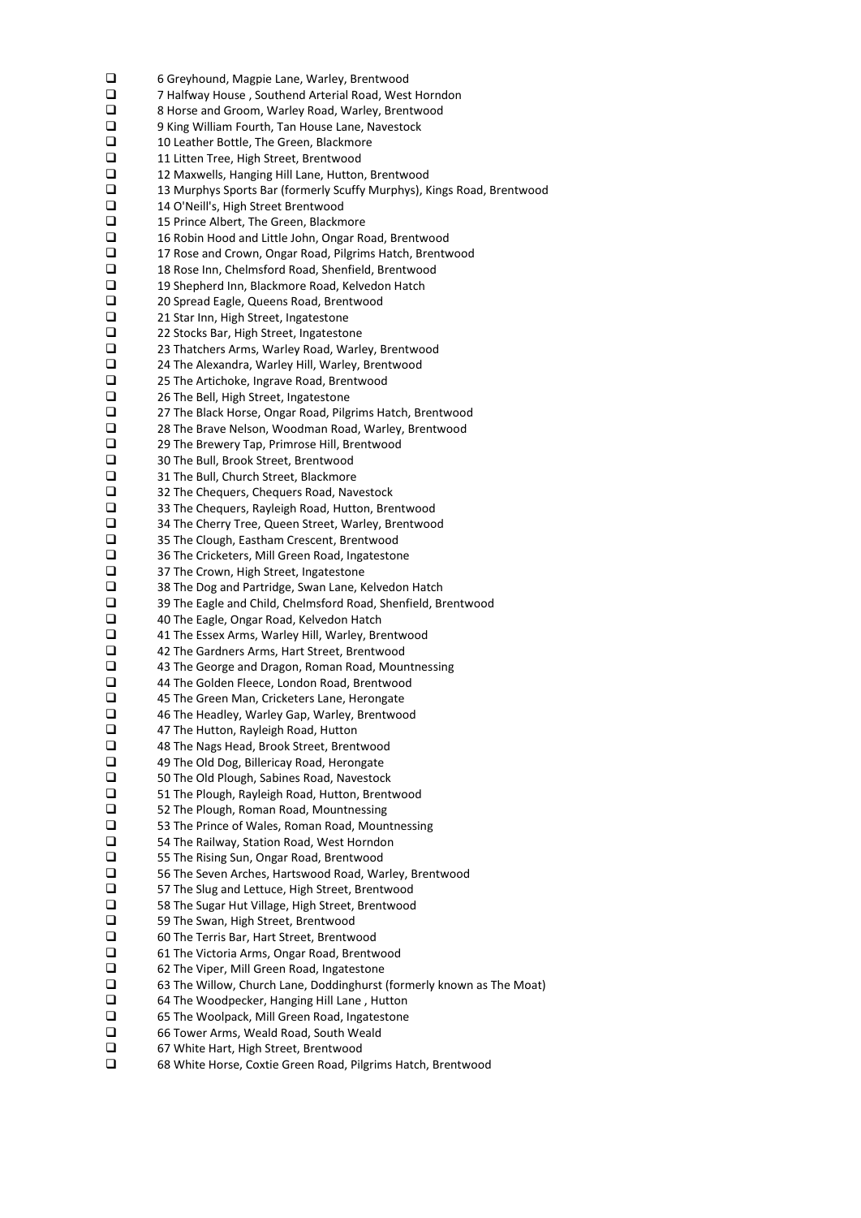- ❑ 6 Greyhound, Magpie Lane, Warley, Brentwood
- ❑ 7 Halfway House , Southend Arterial Road, West Horndon
- ❑ 8 Horse and Groom, Warley Road, Warley, Brentwood
- ❑ 9 King William Fourth, Tan House Lane, Navestock
- ❑ 10 Leather Bottle, The Green, Blackmore
- ❑ 11 Litten Tree, High Street, Brentwood
- ❑ 12 Maxwells, Hanging Hill Lane, Hutton, Brentwood
- ❑ 13 Murphys Sports Bar (formerly Scuffy Murphys), Kings Road, Brentwood
- ❑ 14 O'Neill's, High Street Brentwood
- ❑ 15 Prince Albert, The Green, Blackmore
- ❑ 16 Robin Hood and Little John, Ongar Road, Brentwood
- ❑ 17 Rose and Crown, Ongar Road, Pilgrims Hatch, Brentwood
- ❑ 18 Rose Inn, Chelmsford Road, Shenfield, Brentwood
- ❑ 19 Shepherd Inn, Blackmore Road, Kelvedon Hatch
- ❑ 20 Spread Eagle, Queens Road, Brentwood
- ❑ 21 Star Inn, High Street, Ingatestone
- ❑ 22 Stocks Bar, High Street, Ingatestone
- ❑ 23 Thatchers Arms, Warley Road, Warley, Brentwood
- ❑ 24 The Alexandra, Warley Hill, Warley, Brentwood
- ❑ 25 The Artichoke, Ingrave Road, Brentwood
- ❑ 26 The Bell, High Street, Ingatestone
- ❑ 27 The Black Horse, Ongar Road, Pilgrims Hatch, Brentwood
- ❑ 28 The Brave Nelson, Woodman Road, Warley, Brentwood
- ❑ 29 The Brewery Tap, Primrose Hill, Brentwood
- ❑ 30 The Bull, Brook Street, Brentwood
- ❑ 31 The Bull, Church Street, Blackmore
- ❑ 32 The Chequers, Chequers Road, Navestock
- ❑ 33 The Chequers, Rayleigh Road, Hutton, Brentwood
- ❑ 34 The Cherry Tree, Queen Street, Warley, Brentwood
- ❑ 35 The Clough, Eastham Crescent, Brentwood
- ❑ 36 The Cricketers, Mill Green Road, Ingatestone
- ❑ 37 The Crown, High Street, Ingatestone
- ❑ 38 The Dog and Partridge, Swan Lane, Kelvedon Hatch
- ❑ 39 The Eagle and Child, Chelmsford Road, Shenfield, Brentwood
- ❑ 40 The Eagle, Ongar Road, Kelvedon Hatch
- ❑ 41 The Essex Arms, Warley Hill, Warley, Brentwood
- ❑ 42 The Gardners Arms, Hart Street, Brentwood
- ❑ 43 The George and Dragon, Roman Road, Mountnessing
- ❑ 44 The Golden Fleece, London Road, Brentwood
- ❑ 45 The Green Man, Cricketers Lane, Herongate
- ❑ 46 The Headley, Warley Gap, Warley, Brentwood
- ❑ 47 The Hutton, Rayleigh Road, Hutton
- ❑ 48 The Nags Head, Brook Street, Brentwood
- ❑ 49 The Old Dog, Billericay Road, Herongate
- ❑ 50 The Old Plough, Sabines Road, Navestock
- ❑ 51 The Plough, Rayleigh Road, Hutton, Brentwood
- ❑ 52 The Plough, Roman Road, Mountnessing
- ❑ 53 The Prince of Wales, Roman Road, Mountnessing
- ❑ 54 The Railway, Station Road, West Horndon
- ❑ 55 The Rising Sun, Ongar Road, Brentwood
- ❑ 56 The Seven Arches, Hartswood Road, Warley, Brentwood
- ❑ 57 The Slug and Lettuce, High Street, Brentwood
- ❑ 58 The Sugar Hut Village, High Street, Brentwood
- ❑ 59 The Swan, High Street, Brentwood
- ❑ 60 The Terris Bar, Hart Street, Brentwood
- ❑ 61 The Victoria Arms, Ongar Road, Brentwood
- ❑ 62 The Viper, Mill Green Road, Ingatestone
- ❑ 63 The Willow, Church Lane, Doddinghurst (formerly known as The Moat)
- ❑ 64 The Woodpecker, Hanging Hill Lane , Hutton
- ❑ 65 The Woolpack, Mill Green Road, Ingatestone
- ❑ 66 Tower Arms, Weald Road, South Weald
- ❑ 67 White Hart, High Street, Brentwood
- ❑ 68 White Horse, Coxtie Green Road, Pilgrims Hatch, Brentwood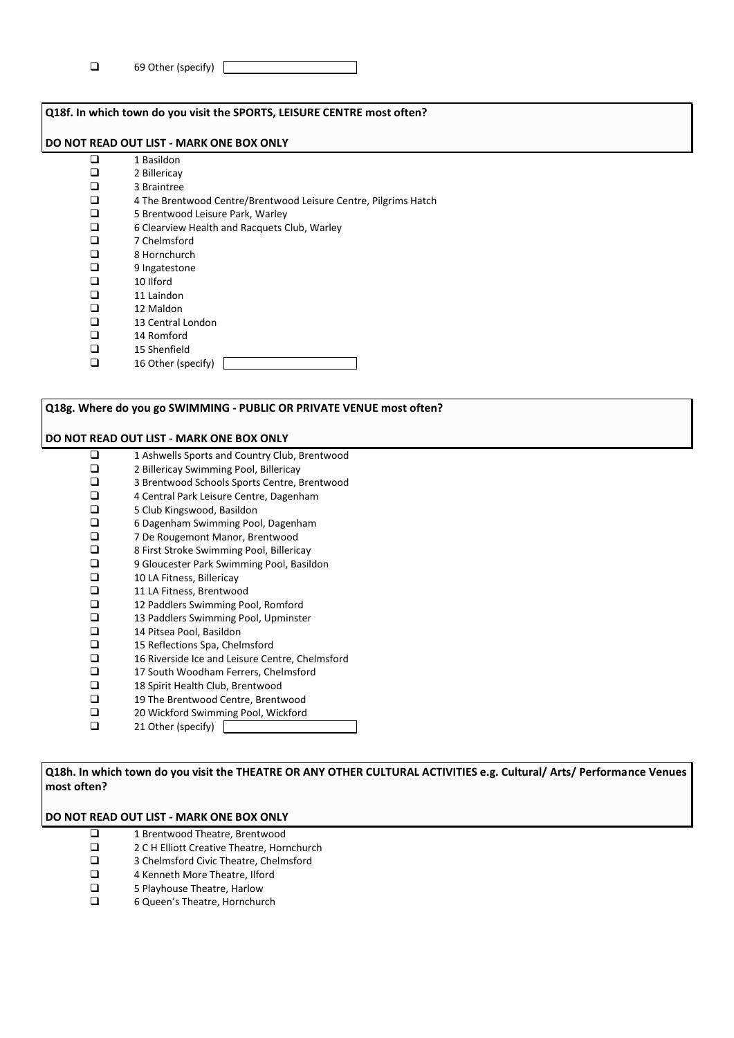- ☐ 69 Other (specify) ______

**Q18f. In which town do you visit the SPORTS, LEISURE CENTRE most often?**

**DO NOT READ OUT LIST - MARK ONE BOX ONLY**

- ☐ 1 Basildon
- ☐ 2 Billericay
- ☐ 3 Braintree
- ☐ 4 The Brentwood Centre/Brentwood Leisure Centre, Pilgrims Hatch
- ☐ 5 Brentwood Leisure Park, Warley
- ☐ 6 Clearview Health and Racquets Club, Warley
- ☐ 7 Chelmsford
- ☐ 8 Hornchurch
- ☐ 9 Ingatestone
- ☐ 10 Ilford
- ☐ 11 Laindon
- ☐ 12 Maldon
- ☐ 13 Central London
- ☐ 14 Romford
- ☐ 15 Shenfield
- ☐ 16 Other (specify) ______

**Q18g. Where do you go SWIMMING - PUBLIC OR PRIVATE VENUE most often?**

**DO NOT READ OUT LIST - MARK ONE BOX ONLY**

- ☐ 1 Ashwells Sports and Country Club, Brentwood
- ☐ 2 Billericay Swimming Pool, Billericay
- ☐ 3 Brentwood Schools Sports Centre, Brentwood
- ☐ 4 Central Park Leisure Centre, Dagenham
- ☐ 5 Club Kingswood, Basildon
- ☐ 6 Dagenham Swimming Pool, Dagenham
- ☐ 7 De Rougemont Manor, Brentwood
- ☐ 8 First Stroke Swimming Pool, Billericay
- ☐ 9 Gloucester Park Swimming Pool, Basildon
- ☐ 10 LA Fitness, Billericay
- ☐ 11 LA Fitness, Brentwood
- ☐ 12 Paddlers Swimming Pool, Romford
- ☐ 13 Paddlers Swimming Pool, Upminster
- ☐ 14 Pitsea Pool, Basildon
- ☐ 15 Reflections Spa, Chelmsford
- ☐ 16 Riverside Ice and Leisure Centre, Chelmsford
- ☐ 17 South Woodham Ferrers, Chelmsford
- ☐ 18 Spirit Health Club, Brentwood
- ☐ 19 The Brentwood Centre, Brentwood
- ☐ 20 Wickford Swimming Pool, Wickford
- ☐ 21 Other (specify) ______

**Q18h. In which town do you visit the THEATRE OR ANY OTHER CULTURAL ACTIVITIES e.g. Cultural/ Arts/ Performance Venues most often?**

**DO NOT READ OUT LIST - MARK ONE BOX ONLY**

- ☐ 1 Brentwood Theatre, Brentwood
- ☐ 2 C H Elliott Creative Theatre, Hornchurch
- ☐ 3 Chelmsford Civic Theatre, Chelmsford
- ☐ 4 Kenneth More Theatre, Ilford
- ☐ 5 Playhouse Theatre, Harlow
- ☐ 6 Queen's Theatre, Hornchurch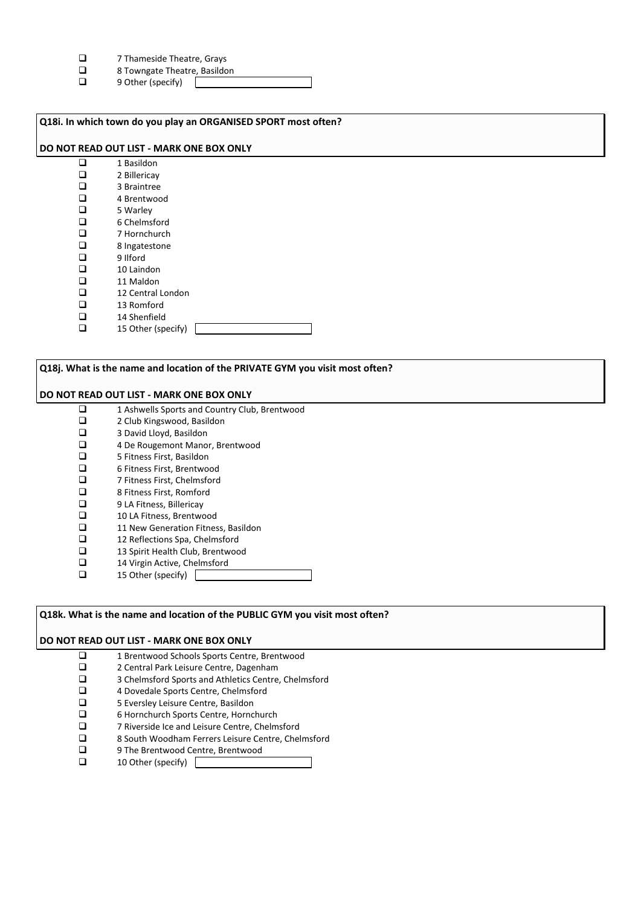- ☐ 7 Thameside Theatre, Grays
- ☐ 8 Towngate Theatre, Basildon
- ☐ 9 Other (specify) \_\_\_\_\_\_\_\_\_\_\_\_\_\_\_\_

**Q18i. In which town do you play an ORGANISED SPORT most often?**

**DO NOT READ OUT LIST - MARK ONE BOX ONLY**

- ☐ 1 Basildon
- ☐ 2 Billericay
- ☐ 3 Braintree
- ☐ 4 Brentwood
- ☐ 5 Warley
- ☐ 6 Chelmsford
- ☐ 7 Hornchurch
- ☐ 8 Ingatestone
- ☐ 9 Ilford
- ☐ 10 Laindon
- ☐ 11 Maldon
- ☐ 12 Central London
- ☐ 13 Romford
- ☐ 14 Shenfield
- ☐ 15 Other (specify) \_\_\_\_\_\_\_\_\_\_\_\_\_\_\_\_

**Q18j. What is the name and location of the PRIVATE GYM you visit most often?**

**DO NOT READ OUT LIST - MARK ONE BOX ONLY**

- ☐ 1 Ashwells Sports and Country Club, Brentwood
- ☐ 2 Club Kingswood, Basildon
- ☐ 3 David Lloyd, Basildon
- ☐ 4 De Rougemont Manor, Brentwood
- ☐ 5 Fitness First, Basildon
- ☐ 6 Fitness First, Brentwood
- ☐ 7 Fitness First, Chelmsford
- ☐ 8 Fitness First, Romford
- ☐ 9 LA Fitness, Billericay
- ☐ 10 LA Fitness, Brentwood
- ☐ 11 New Generation Fitness, Basildon
- ☐ 12 Reflections Spa, Chelmsford
- ☐ 13 Spirit Health Club, Brentwood
- ☐ 14 Virgin Active, Chelmsford
- ☐ 15 Other (specify) \_\_\_\_\_\_\_\_\_\_\_\_\_\_\_\_

**Q18k. What is the name and location of the PUBLIC GYM you visit most often?**

**DO NOT READ OUT LIST - MARK ONE BOX ONLY**

- ☐ 1 Brentwood Schools Sports Centre, Brentwood
- ☐ 2 Central Park Leisure Centre, Dagenham
- ☐ 3 Chelmsford Sports and Athletics Centre, Chelmsford
- ☐ 4 Dovedale Sports Centre, Chelmsford
- ☐ 5 Eversley Leisure Centre, Basildon
- ☐ 6 Hornchurch Sports Centre, Hornchurch
- ☐ 7 Riverside Ice and Leisure Centre, Chelmsford
- ☐ 8 South Woodham Ferrers Leisure Centre, Chelmsford
- ☐ 9 The Brentwood Centre, Brentwood
- ☐ 10 Other (specify) \_\_\_\_\_\_\_\_\_\_\_\_\_\_\_\_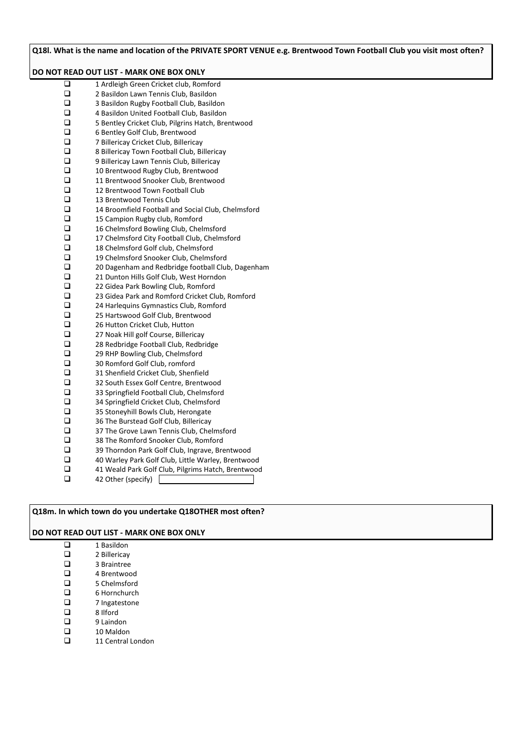**Q18l. What is the name and location of the PRIVATE SPORT VENUE e.g. Brentwood Town Football Club you visit most often?**

**DO NOT READ OUT LIST - MARK ONE BOX ONLY**

- ❑ 1 Ardleigh Green Cricket club, Romford
- ❑ 2 Basildon Lawn Tennis Club, Basildon
- ❑ 3 Basildon Rugby Football Club, Basildon
- ❑ 4 Basildon United Football Club, Basildon
- ❑ 5 Bentley Cricket Club, Pilgrins Hatch, Brentwood
- ❑ 6 Bentley Golf Club, Brentwood
- ❑ 7 Billericay Cricket Club, Billericay
- ❑ 8 Billericay Town Football Club, Billericay
- ❑ 9 Billericay Lawn Tennis Club, Billericay
- ❑ 10 Brentwood Rugby Club, Brentwood
- ❑ 11 Brentwood Snooker Club, Brentwood
- ❑ 12 Brentwood Town Football Club
- ❑ 13 Brentwood Tennis Club
- ❑ 14 Broomfield Football and Social Club, Chelmsford
- ❑ 15 Campion Rugby club, Romford
- ❑ 16 Chelmsford Bowling Club, Chelmsford
- ❑ 17 Chelmsford City Football Club, Chelmsford
- ❑ 18 Chelmsford Golf club, Chelmsford
- ❑ 19 Chelmsford Snooker Club, Chelmsford
- ❑ 20 Dagenham and Redbridge football Club, Dagenham
- ❑ 21 Dunton Hills Golf Club, West Horndon
- ❑ 22 Gidea Park Bowling Club, Romford
- ❑ 23 Gidea Park and Romford Cricket Club, Romford
- ❑ 24 Harlequins Gymnastics Club, Romford
- ❑ 25 Hartswood Golf Club, Brentwood
- ❑ 26 Hutton Cricket Club, Hutton
- ❑ 27 Noak Hill golf Course, Billericay
- ❑ 28 Redbridge Football Club, Redbridge
- ❑ 29 RHP Bowling Club, Chelmsford
- ❑ 30 Romford Golf Club, romford
- ❑ 31 Shenfield Cricket Club, Shenfield
- ❑ 32 South Essex Golf Centre, Brentwood
- ❑ 33 Springfield Football Club, Chelmsford
- ❑ 34 Springfield Cricket Club, Chelmsford
- ❑ 35 Stoneyhill Bowls Club, Herongate
- ❑ 36 The Burstead Golf Club, Billericay
- ❑ 37 The Grove Lawn Tennis Club, Chelmsford
- ❑ 38 The Romford Snooker Club, Romford
- ❑ 39 Thorndon Park Golf Club, Ingrave, Brentwood
- ❑ 40 Warley Park Golf Club, Little Warley, Brentwood
- ❑ 41 Weald Park Golf Club, Pilgrims Hatch, Brentwood
- ❑ 42 Other (specify) \_\_\_\_\_\_\_\_\_\_

**Q18m. In which town do you undertake Q18OTHER most often?**

**DO NOT READ OUT LIST - MARK ONE BOX ONLY**

- ❑ 1 Basildon
- ❑ 2 Billericay
- ❑ 3 Braintree
- ❑ 4 Brentwood
- ❑ 5 Chelmsford
- ❑ 6 Hornchurch
- ❑ 7 Ingatestone
- ❑ 8 Ilford
- ❑ 9 Laindon
- ❑ 10 Maldon
- ❑ 11 Central London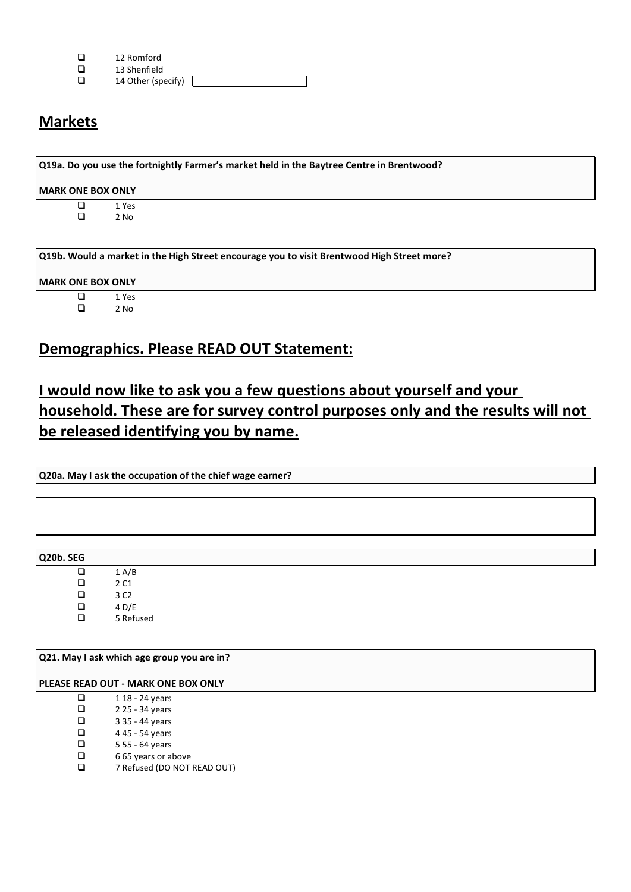- ☐ 12 Romford
- ☐ 13 Shenfield
- ☐ 14 Other (specify) \_\_\_\_\_\_\_\_\_\_\_\_\_\_\_\_

## Markets

**Q19a. Do you use the fortnightly Farmer's market held in the Baytree Centre in Brentwood?**

**MARK ONE BOX ONLY**

- ☐ 1 Yes
- ☐ 2 No

**Q19b. Would a market in the High Street encourage you to visit Brentwood High Street more?**

**MARK ONE BOX ONLY**

- ☐ 1 Yes
- ☐ 2 No

## Demographics. Please READ OUT Statement:

## I would now like to ask you a few questions about yourself and your household. These are for survey control purposes only and the results will not be released identifying you by name.

**Q20a. May I ask the occupation of the chief wage earner?**

**Q20b. SEG**

- ☐ 1 A/B
- ☐ 2 C1
- ☐ 3 C2
- ☐ 4 D/E
- ☐ 5 Refused

**Q21. May I ask which age group you are in?**

**PLEASE READ OUT - MARK ONE BOX ONLY**

- ☐ 1 18 - 24 years
- ☐ 2 25 - 34 years
- ☐ 3 35 - 44 years
- ☐ 4 45 - 54 years
- ☐ 5 55 - 64 years
- ☐ 6 65 years or above
- ☐ 7 Refused (DO NOT READ OUT)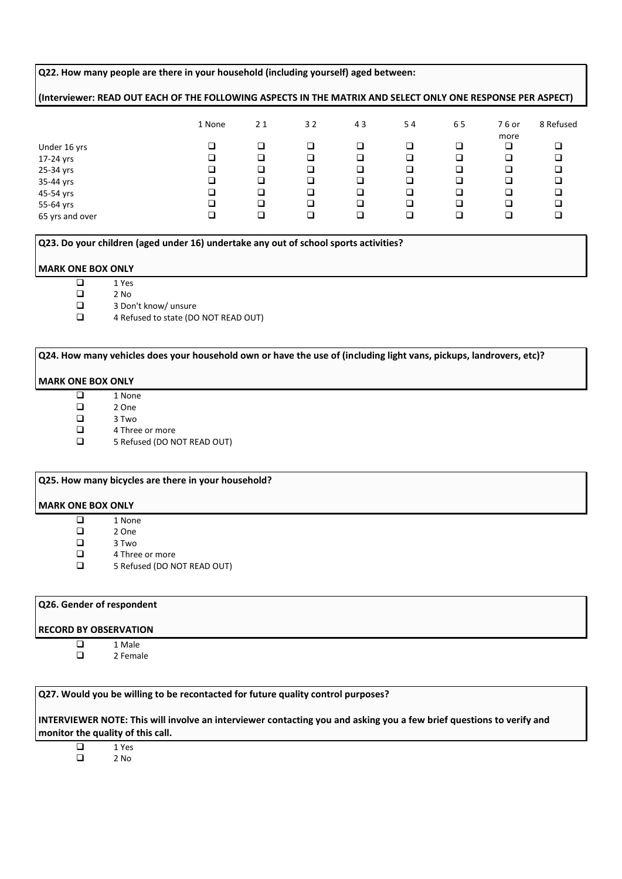**Q22. How many people are there in your household (including yourself) aged between:**

**(Interviewer: READ OUT EACH OF THE FOLLOWING ASPECTS IN THE MATRIX AND SELECT ONLY ONE RESPONSE PER ASPECT)**

| | 1 None | 2 1 | 3 2 | 4 3 | 5 4 | 6 5 | 7 6 or more | 8 Refused |
|---|---|---|---|---|---|---|---|---|
| Under 16 yrs | ❑ | ❑ | ❑ | ❑ | ❑ | ❑ | ❑ | ❑ |
| 17-24 yrs | ❑ | ❑ | ❑ | ❑ | ❑ | ❑ | ❑ | ❑ |
| 25-34 yrs | ❑ | ❑ | ❑ | ❑ | ❑ | ❑ | ❑ | ❑ |
| 35-44 yrs | ❑ | ❑ | ❑ | ❑ | ❑ | ❑ | ❑ | ❑ |
| 45-54 yrs | ❑ | ❑ | ❑ | ❑ | ❑ | ❑ | ❑ | ❑ |
| 55-64 yrs | ❑ | ❑ | ❑ | ❑ | ❑ | ❑ | ❑ | ❑ |
| 65 yrs and over | ❑ | ❑ | ❑ | ❑ | ❑ | ❑ | ❑ | ❑ |

**Q23. Do your children (aged under 16) undertake any out of school sports activities?**

**MARK ONE BOX ONLY**

- ❑ 1 Yes
- ❑ 2 No
- ❑ 3 Don't know/ unsure
- ❑ 4 Refused to state (DO NOT READ OUT)

**Q24. How many vehicles does your household own or have the use of (including light vans, pickups, landrovers, etc)?**

**MARK ONE BOX ONLY**

- ❑ 1 None
- ❑ 2 One
- ❑ 3 Two
- ❑ 4 Three or more
- ❑ 5 Refused (DO NOT READ OUT)

**Q25. How many bicycles are there in your household?**

**MARK ONE BOX ONLY**

- ❑ 1 None
- ❑ 2 One
- ❑ 3 Two
- ❑ 4 Three or more
- ❑ 5 Refused (DO NOT READ OUT)

**Q26. Gender of respondent**

**RECORD BY OBSERVATION**

- ❑ 1 Male
- ❑ 2 Female

**Q27. Would you be willing to be recontacted for future quality control purposes?**

**INTERVIEWER NOTE: This will involve an interviewer contacting you and asking you a few brief questions to verify and monitor the quality of this call.**

- ❑ 1 Yes
- ❑ 2 No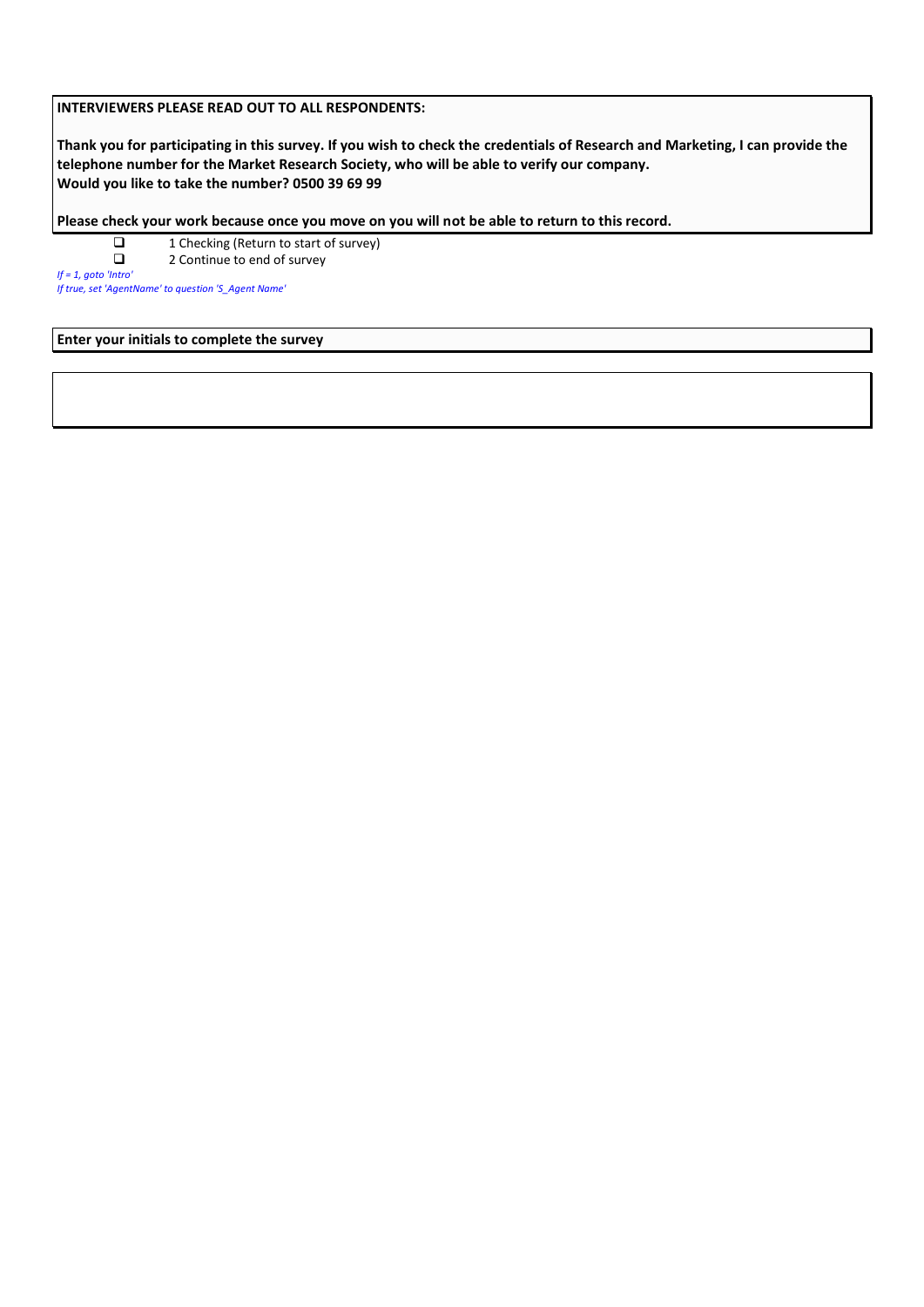**INTERVIEWERS PLEASE READ OUT TO ALL RESPONDENTS:**

**Thank you for participating in this survey. If you wish to check the credentials of Research and Marketing, I can provide the telephone number for the Market Research Society, who will be able to verify our company.**
**Would you like to take the number? 0500 39 69 99**

**Please check your work because once you move on you will not be able to return to this record.**

- ❑ 1 Checking (Return to start of survey)
- ❑ 2 Continue to end of survey

*If = 1, goto 'Intro'*
*If true, set 'AgentName' to question 'S_Agent Name'*

**Enter your initials to complete the survey**